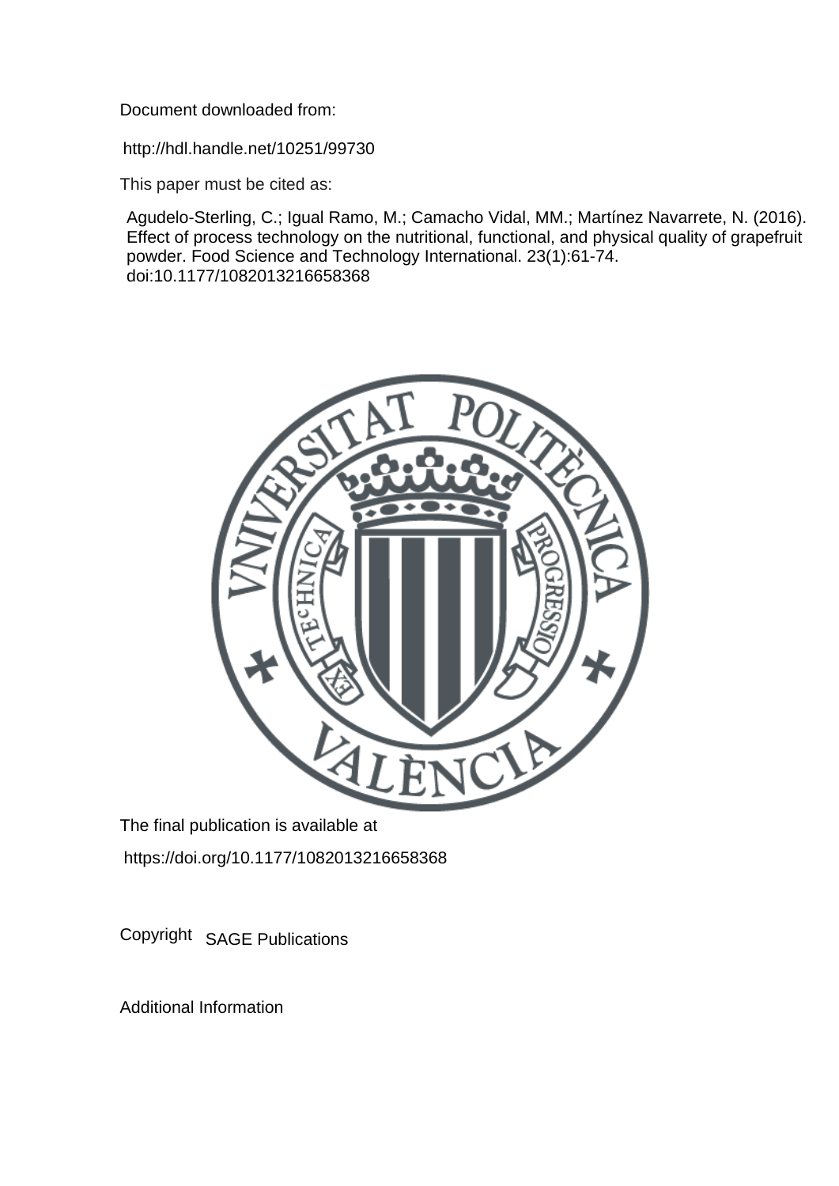Document downloaded from:

http://hdl.handle.net/10251/99730

This paper must be cited as:

Agudelo-Sterling, C.; Igual Ramo, M.; Camacho Vidal, MM.; Martínez Navarrete, N. (2016). Effect of process technology on the nutritional, functional, and physical quality of grapefruit powder. Food Science and Technology International. 23(1):61-74. doi:10.1177/1082013216658368

The final publication is available at

https://doi.org/10.1177/1082013216658368

Copyright SAGE Publications

Additional Information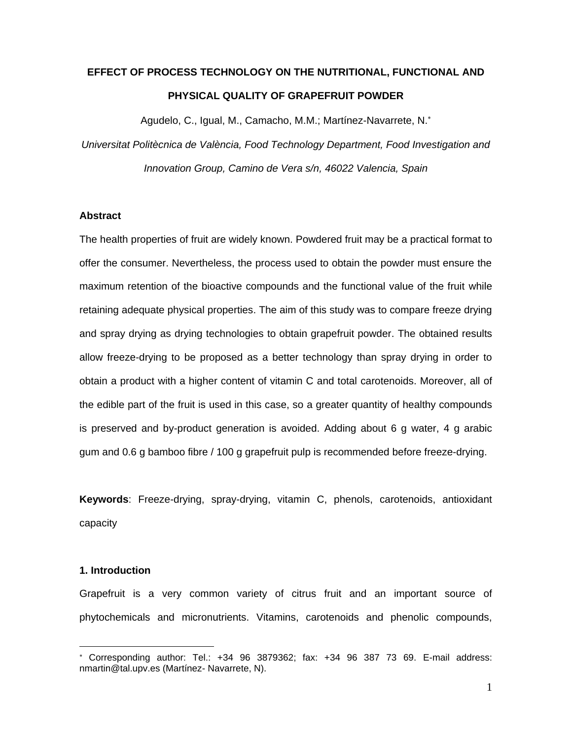# EFFECT OF PROCESS TECHNOLOGY ON THE NUTRITIONAL, FUNCTIONAL AND PHYSICAL QUALITY OF GRAPEFRUIT POWDER

Agudelo, C., Igual, M., Camacho, M.M.; Martínez-Navarrete, N.*

*Universitat Politècnica de València, Food Technology Department, Food Investigation and Innovation Group, Camino de Vera s/n, 46022 Valencia, Spain*

## Abstract

The health properties of fruit are widely known. Powdered fruit may be a practical format to offer the consumer. Nevertheless, the process used to obtain the powder must ensure the maximum retention of the bioactive compounds and the functional value of the fruit while retaining adequate physical properties. The aim of this study was to compare freeze drying and spray drying as drying technologies to obtain grapefruit powder. The obtained results allow freeze-drying to be proposed as a better technology than spray drying in order to obtain a product with a higher content of vitamin C and total carotenoids. Moreover, all of the edible part of the fruit is used in this case, so a greater quantity of healthy compounds is preserved and by-product generation is avoided. Adding about 6 g water, 4 g arabic gum and 0.6 g bamboo fibre / 100 g grapefruit pulp is recommended before freeze-drying.

**Keywords**: Freeze-drying, spray-drying, vitamin C, phenols, carotenoids, antioxidant capacity

## 1. Introduction

Grapefruit is a very common variety of citrus fruit and an important source of phytochemicals and micronutrients. Vitamins, carotenoids and phenolic compounds,

---

* Corresponding author: Tel.: +34 96 3879362; fax: +34 96 387 73 69. E-mail address: nmartin@tal.upv.es (Martínez- Navarrete, N).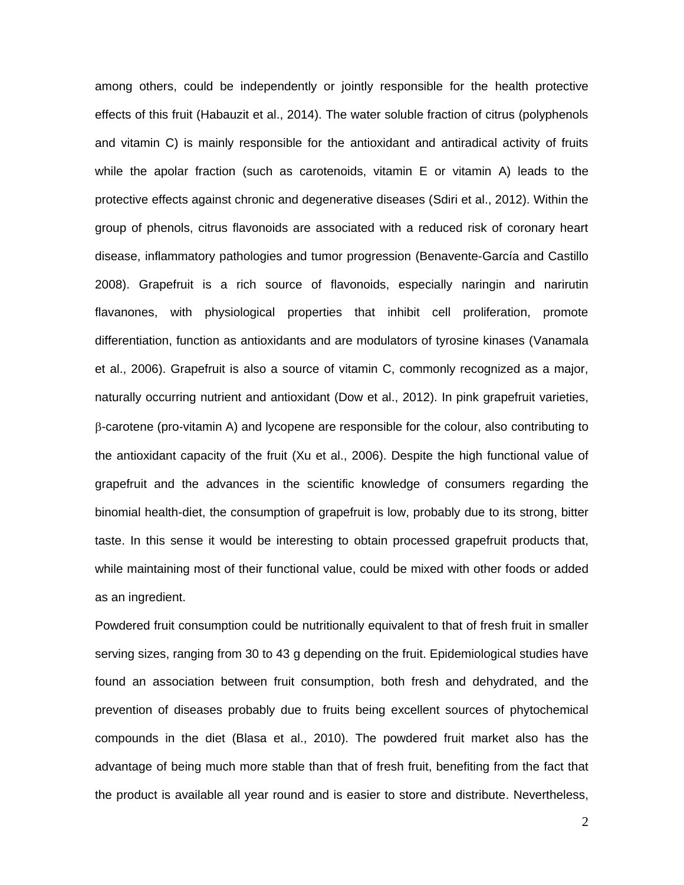among others, could be independently or jointly responsible for the health protective effects of this fruit (Habauzit et al., 2014). The water soluble fraction of citrus (polyphenols and vitamin C) is mainly responsible for the antioxidant and antiradical activity of fruits while the apolar fraction (such as carotenoids, vitamin E or vitamin A) leads to the protective effects against chronic and degenerative diseases (Sdiri et al., 2012). Within the group of phenols, citrus flavonoids are associated with a reduced risk of coronary heart disease, inflammatory pathologies and tumor progression (Benavente-García and Castillo 2008). Grapefruit is a rich source of flavonoids, especially naringin and narirutin flavanones, with physiological properties that inhibit cell proliferation, promote differentiation, function as antioxidants and are modulators of tyrosine kinases (Vanamala et al., 2006). Grapefruit is also a source of vitamin C, commonly recognized as a major, naturally occurring nutrient and antioxidant (Dow et al., 2012). In pink grapefruit varieties, $\beta$-carotene (pro-vitamin A) and lycopene are responsible for the colour, also contributing to the antioxidant capacity of the fruit (Xu et al., 2006). Despite the high functional value of grapefruit and the advances in the scientific knowledge of consumers regarding the binomial health-diet, the consumption of grapefruit is low, probably due to its strong, bitter taste. In this sense it would be interesting to obtain processed grapefruit products that, while maintaining most of their functional value, could be mixed with other foods or added as an ingredient.

Powdered fruit consumption could be nutritionally equivalent to that of fresh fruit in smaller serving sizes, ranging from 30 to 43 g depending on the fruit. Epidemiological studies have found an association between fruit consumption, both fresh and dehydrated, and the prevention of diseases probably due to fruits being excellent sources of phytochemical compounds in the diet (Blasa et al., 2010). The powdered fruit market also has the advantage of being much more stable than that of fresh fruit, benefiting from the fact that the product is available all year round and is easier to store and distribute. Nevertheless,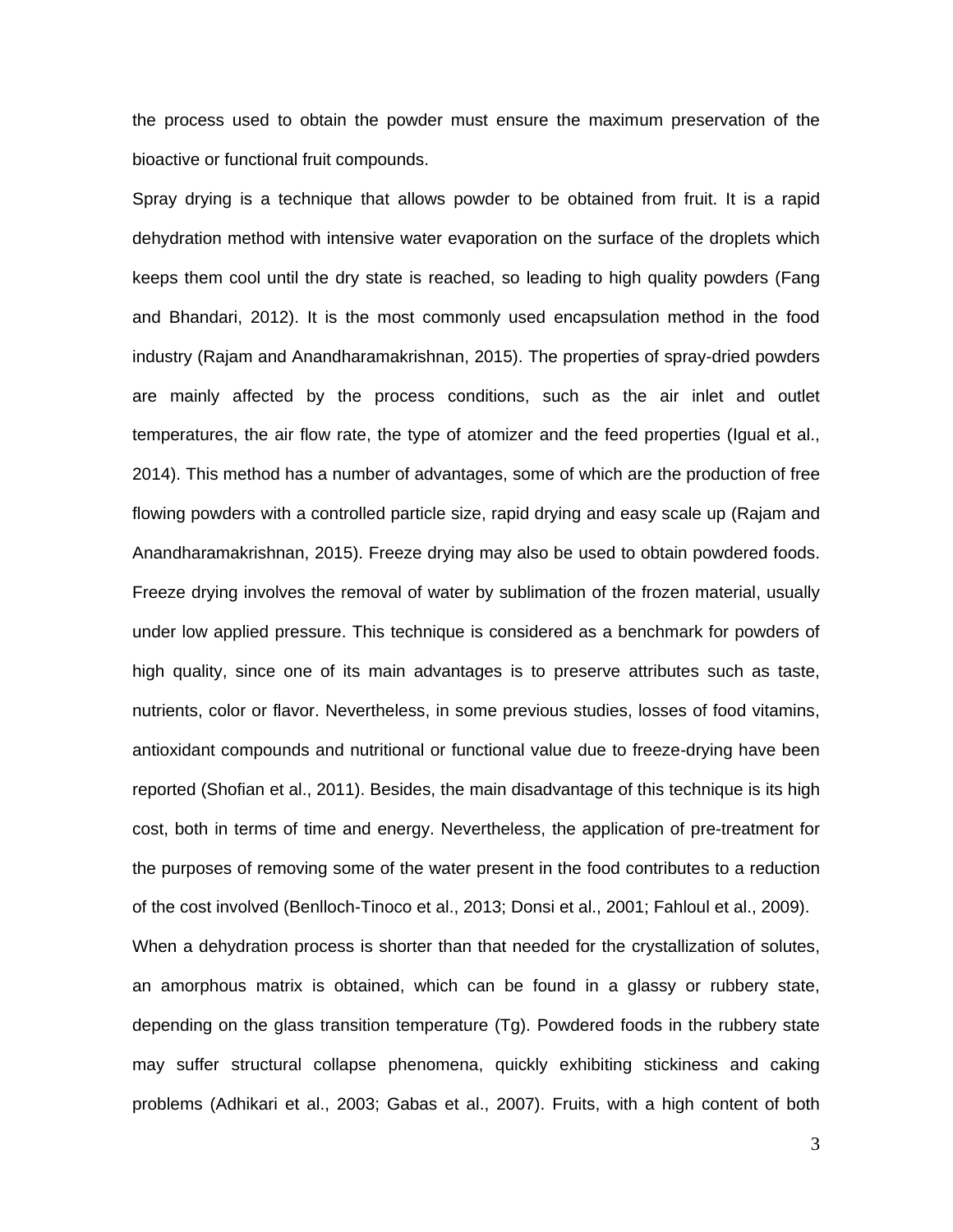the process used to obtain the powder must ensure the maximum preservation of the bioactive or functional fruit compounds.

Spray drying is a technique that allows powder to be obtained from fruit. It is a rapid dehydration method with intensive water evaporation on the surface of the droplets which keeps them cool until the dry state is reached, so leading to high quality powders (Fang and Bhandari, 2012). It is the most commonly used encapsulation method in the food industry (Rajam and Anandharamakrishnan, 2015). The properties of spray-dried powders are mainly affected by the process conditions, such as the air inlet and outlet temperatures, the air flow rate, the type of atomizer and the feed properties (Igual et al., 2014). This method has a number of advantages, some of which are the production of free flowing powders with a controlled particle size, rapid drying and easy scale up (Rajam and Anandharamakrishnan, 2015). Freeze drying may also be used to obtain powdered foods. Freeze drying involves the removal of water by sublimation of the frozen material, usually under low applied pressure. This technique is considered as a benchmark for powders of high quality, since one of its main advantages is to preserve attributes such as taste, nutrients, color or flavor. Nevertheless, in some previous studies, losses of food vitamins, antioxidant compounds and nutritional or functional value due to freeze-drying have been reported (Shofian et al., 2011). Besides, the main disadvantage of this technique is its high cost, both in terms of time and energy. Nevertheless, the application of pre-treatment for the purposes of removing some of the water present in the food contributes to a reduction of the cost involved (Benlloch-Tinoco et al., 2013; Donsi et al., 2001; Fahloul et al., 2009).

When a dehydration process is shorter than that needed for the crystallization of solutes, an amorphous matrix is obtained, which can be found in a glassy or rubbery state, depending on the glass transition temperature (Tg). Powdered foods in the rubbery state may suffer structural collapse phenomena, quickly exhibiting stickiness and caking problems (Adhikari et al., 2003; Gabas et al., 2007). Fruits, with a high content of both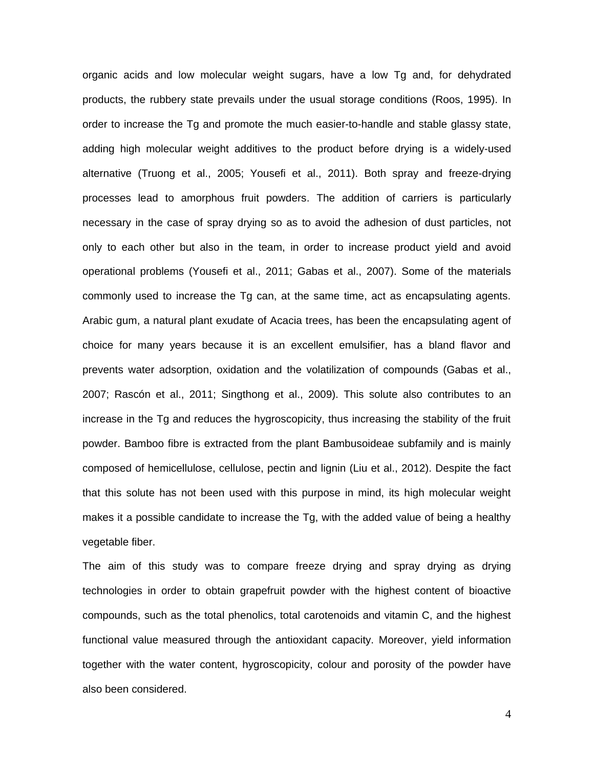organic acids and low molecular weight sugars, have a low Tg and, for dehydrated products, the rubbery state prevails under the usual storage conditions (Roos, 1995). In order to increase the Tg and promote the much easier-to-handle and stable glassy state, adding high molecular weight additives to the product before drying is a widely-used alternative (Truong et al., 2005; Yousefi et al., 2011). Both spray and freeze-drying processes lead to amorphous fruit powders. The addition of carriers is particularly necessary in the case of spray drying so as to avoid the adhesion of dust particles, not only to each other but also in the team, in order to increase product yield and avoid operational problems (Yousefi et al., 2011; Gabas et al., 2007). Some of the materials commonly used to increase the Tg can, at the same time, act as encapsulating agents. Arabic gum, a natural plant exudate of Acacia trees, has been the encapsulating agent of choice for many years because it is an excellent emulsifier, has a bland flavor and prevents water adsorption, oxidation and the volatilization of compounds (Gabas et al., 2007; Rascón et al., 2011; Singthong et al., 2009). This solute also contributes to an increase in the Tg and reduces the hygroscopicity, thus increasing the stability of the fruit powder. Bamboo fibre is extracted from the plant Bambusoideae subfamily and is mainly composed of hemicellulose, cellulose, pectin and lignin (Liu et al., 2012). Despite the fact that this solute has not been used with this purpose in mind, its high molecular weight makes it a possible candidate to increase the Tg, with the added value of being a healthy vegetable fiber.

The aim of this study was to compare freeze drying and spray drying as drying technologies in order to obtain grapefruit powder with the highest content of bioactive compounds, such as the total phenolics, total carotenoids and vitamin C, and the highest functional value measured through the antioxidant capacity. Moreover, yield information together with the water content, hygroscopicity, colour and porosity of the powder have also been considered.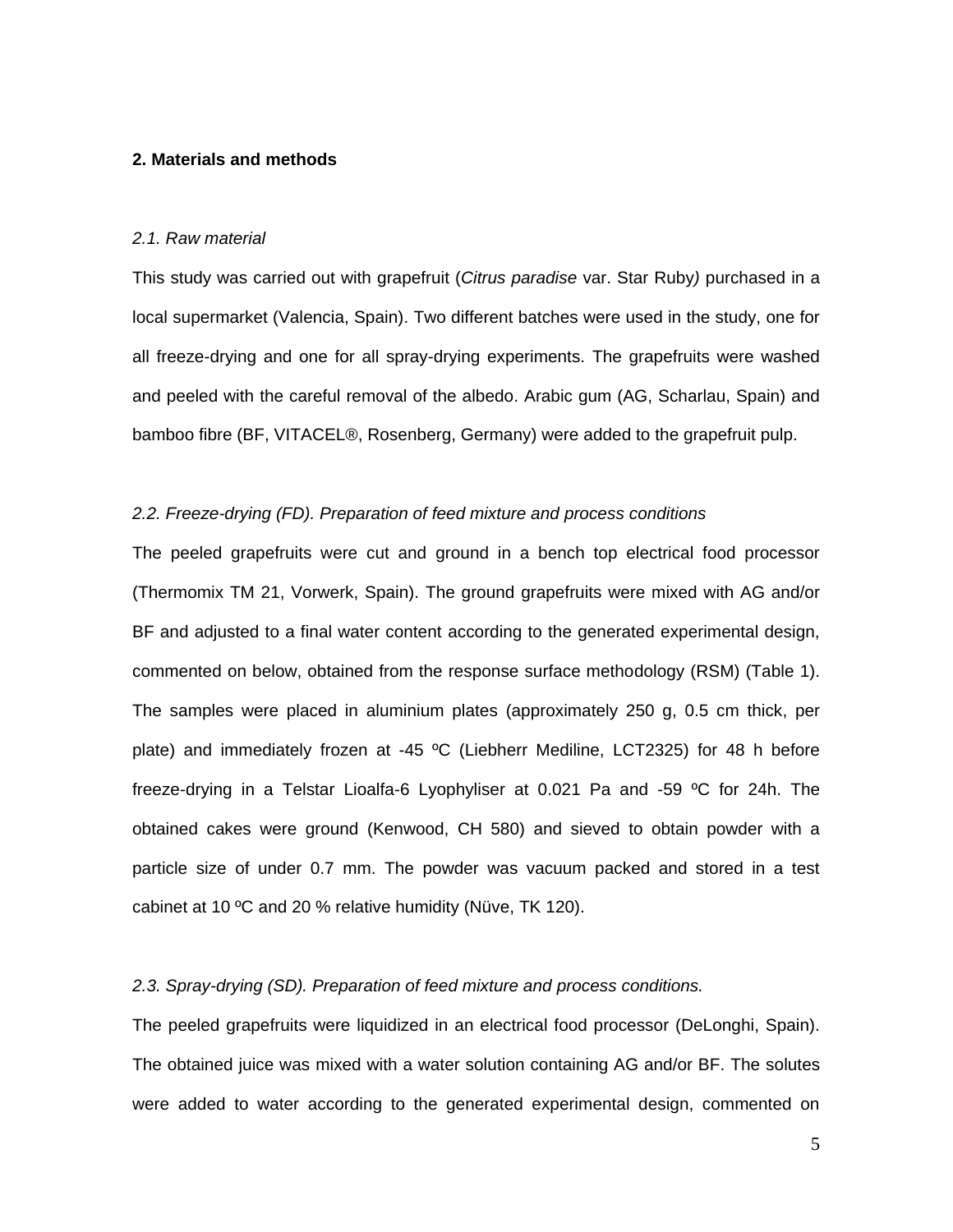## 2. Materials and methods

### *2.1. Raw material*

This study was carried out with grapefruit (*Citrus paradise* var. Star Ruby*)* purchased in a local supermarket (Valencia, Spain). Two different batches were used in the study, one for all freeze-drying and one for all spray-drying experiments. The grapefruits were washed and peeled with the careful removal of the albedo. Arabic gum (AG, Scharlau, Spain) and bamboo fibre (BF, VITACEL®, Rosenberg, Germany) were added to the grapefruit pulp.

### *2.2. Freeze-drying (FD). Preparation of feed mixture and process conditions*

The peeled grapefruits were cut and ground in a bench top electrical food processor (Thermomix TM 21, Vorwerk, Spain). The ground grapefruits were mixed with AG and/or BF and adjusted to a final water content according to the generated experimental design, commented on below, obtained from the response surface methodology (RSM) (Table 1). The samples were placed in aluminium plates (approximately 250 g, 0.5 cm thick, per plate) and immediately frozen at -45 ºC (Liebherr Mediline, LCT2325) for 48 h before freeze-drying in a Telstar Lioalfa-6 Lyophyliser at 0.021 Pa and -59 ºC for 24h. The obtained cakes were ground (Kenwood, CH 580) and sieved to obtain powder with a particle size of under 0.7 mm. The powder was vacuum packed and stored in a test cabinet at 10 ºC and 20 % relative humidity (Nüve, TK 120).

### *2.3. Spray-drying (SD). Preparation of feed mixture and process conditions.*

The peeled grapefruits were liquidized in an electrical food processor (DeLonghi, Spain). The obtained juice was mixed with a water solution containing AG and/or BF. The solutes were added to water according to the generated experimental design, commented on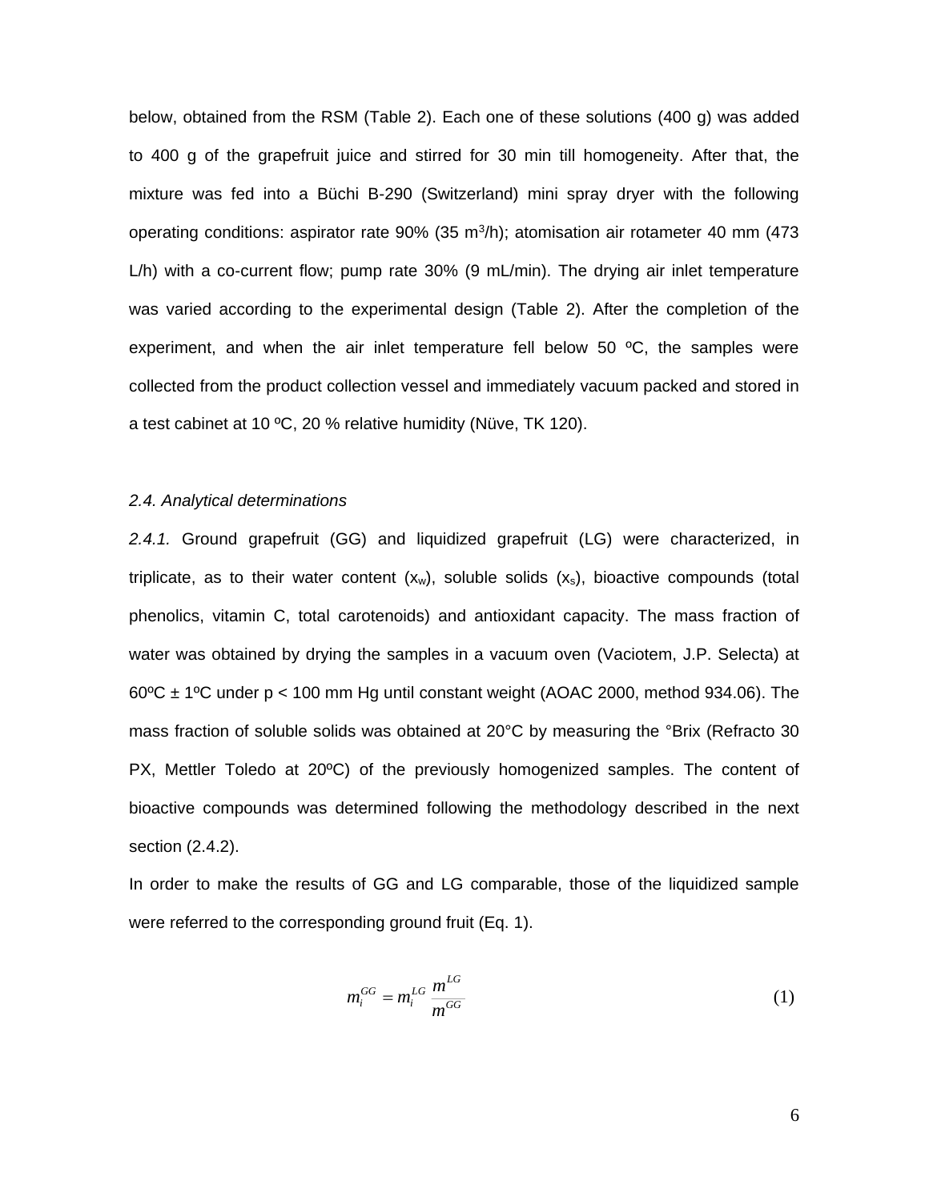below, obtained from the RSM (Table 2). Each one of these solutions (400 g) was added to 400 g of the grapefruit juice and stirred for 30 min till homogeneity. After that, the mixture was fed into a Büchi B-290 (Switzerland) mini spray dryer with the following operating conditions: aspirator rate 90% (35 $m^3$/h); atomisation air rotameter 40 mm (473 L/h) with a co-current flow; pump rate 30% (9 mL/min). The drying air inlet temperature was varied according to the experimental design (Table 2). After the completion of the experiment, and when the air inlet temperature fell below 50 ºC, the samples were collected from the product collection vessel and immediately vacuum packed and stored in a test cabinet at 10 ºC, 20 % relative humidity (Nüve, TK 120).

### *2.4. Analytical determinations*

*2.4.1.* Ground grapefruit (GG) and liquidized grapefruit (LG) were characterized, in triplicate, as to their water content ($x_w$), soluble solids ($x_s$), bioactive compounds (total phenolics, vitamin C, total carotenoids) and antioxidant capacity. The mass fraction of water was obtained by drying the samples in a vacuum oven (Vaciotem, J.P. Selecta) at 60ºC ± 1ºC under p < 100 mm Hg until constant weight (AOAC 2000, method 934.06). The mass fraction of soluble solids was obtained at 20°C by measuring the °Brix (Refracto 30 PX, Mettler Toledo at 20ºC) of the previously homogenized samples. The content of bioactive compounds was determined following the methodology described in the next section (2.4.2).

In order to make the results of GG and LG comparable, those of the liquidized sample were referred to the corresponding ground fruit (Eq. 1).

$$m_i^{GG} = m_i^{LG} \, \frac{m^{LG}}{m^{GG}} \tag{1}$$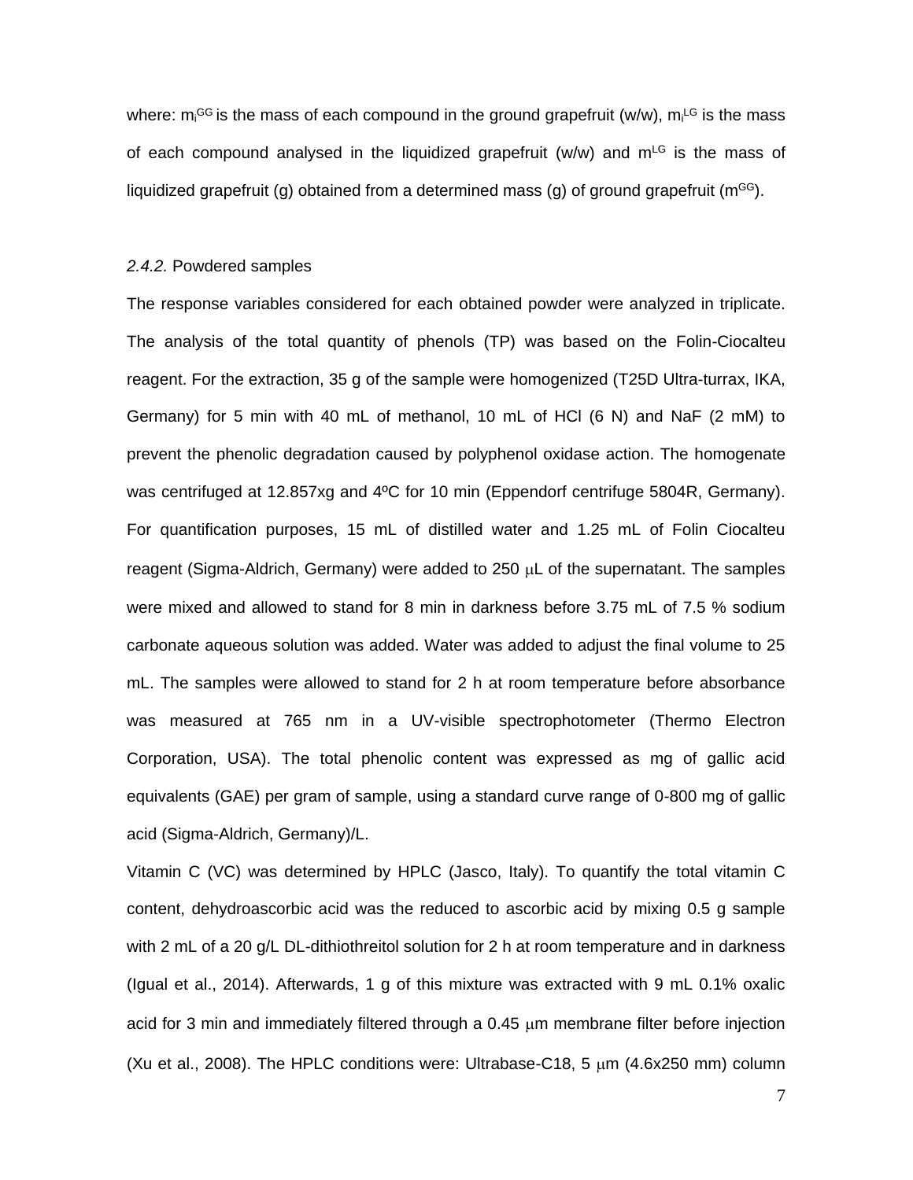where: $m_i^{GG}$ is the mass of each compound in the ground grapefruit (w/w), $m_i^{LG}$ is the mass of each compound analysed in the liquidized grapefruit (w/w) and $m^{LG}$ is the mass of liquidized grapefruit (g) obtained from a determined mass (g) of ground grapefruit ($m^{GG}$).

*2.4.2.* Powdered samples

The response variables considered for each obtained powder were analyzed in triplicate. The analysis of the total quantity of phenols (TP) was based on the Folin-Ciocalteu reagent. For the extraction, 35 g of the sample were homogenized (T25D Ultra-turrax, IKA, Germany) for 5 min with 40 mL of methanol, 10 mL of HCl (6 N) and NaF (2 mM) to prevent the phenolic degradation caused by polyphenol oxidase action. The homogenate was centrifuged at 12.857xg and 4ºC for 10 min (Eppendorf centrifuge 5804R, Germany). For quantification purposes, 15 mL of distilled water and 1.25 mL of Folin Ciocalteu reagent (Sigma-Aldrich, Germany) were added to 250 μL of the supernatant. The samples were mixed and allowed to stand for 8 min in darkness before 3.75 mL of 7.5 % sodium carbonate aqueous solution was added. Water was added to adjust the final volume to 25 mL. The samples were allowed to stand for 2 h at room temperature before absorbance was measured at 765 nm in a UV-visible spectrophotometer (Thermo Electron Corporation, USA). The total phenolic content was expressed as mg of gallic acid equivalents (GAE) per gram of sample, using a standard curve range of 0-800 mg of gallic acid (Sigma-Aldrich, Germany)/L.

Vitamin C (VC) was determined by HPLC (Jasco, Italy). To quantify the total vitamin C content, dehydroascorbic acid was the reduced to ascorbic acid by mixing 0.5 g sample with 2 mL of a 20 g/L DL-dithiothreitol solution for 2 h at room temperature and in darkness (Igual et al., 2014). Afterwards, 1 g of this mixture was extracted with 9 mL 0.1% oxalic acid for 3 min and immediately filtered through a 0.45 μm membrane filter before injection (Xu et al., 2008). The HPLC conditions were: Ultrabase-C18, 5 μm (4.6x250 mm) column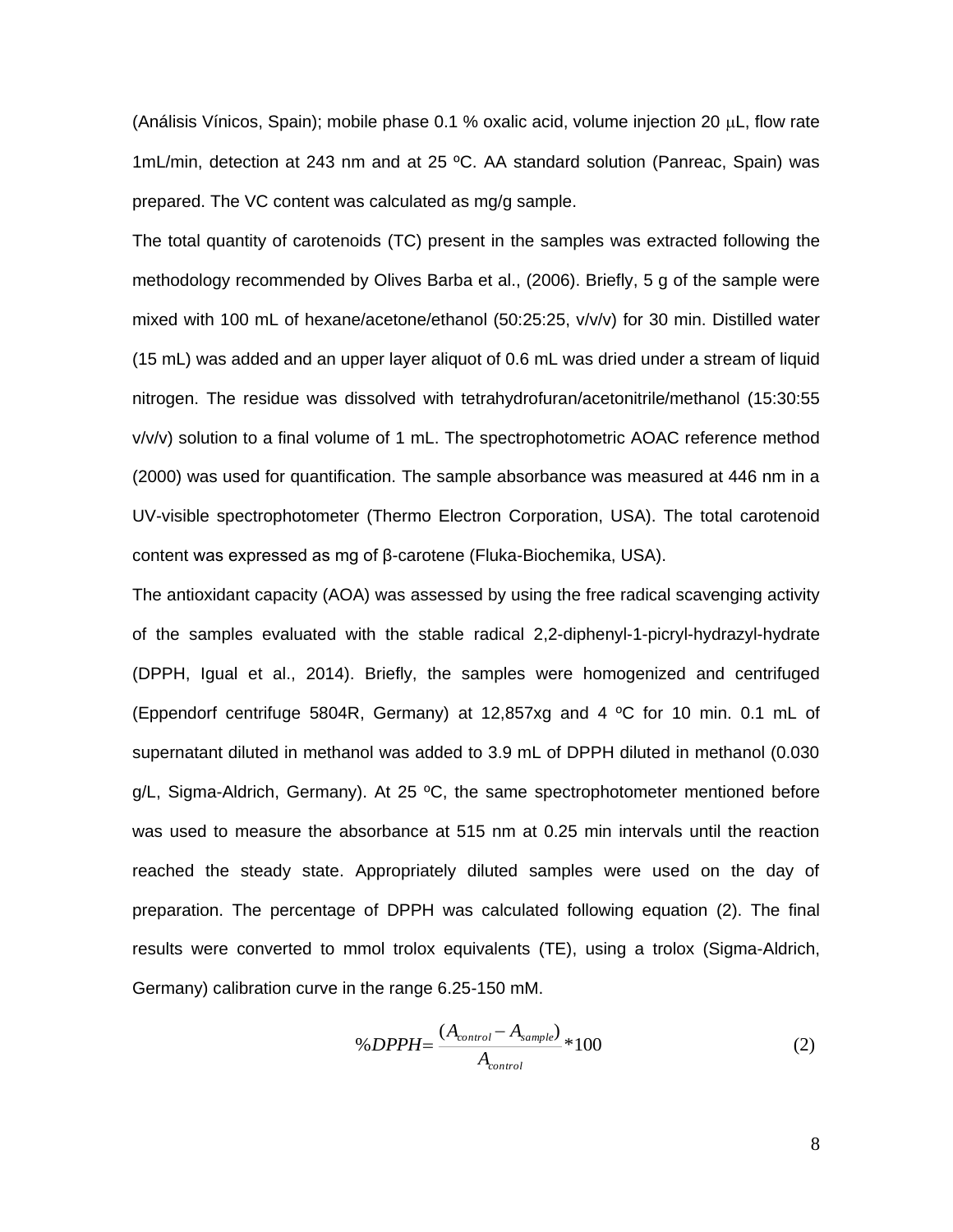(Análisis Vínicos, Spain); mobile phase 0.1 % oxalic acid, volume injection 20 μL, flow rate 1mL/min, detection at 243 nm and at 25 ºC. AA standard solution (Panreac, Spain) was prepared. The VC content was calculated as mg/g sample.

The total quantity of carotenoids (TC) present in the samples was extracted following the methodology recommended by Olives Barba et al., (2006). Briefly, 5 g of the sample were mixed with 100 mL of hexane/acetone/ethanol (50:25:25, v/v/v) for 30 min. Distilled water (15 mL) was added and an upper layer aliquot of 0.6 mL was dried under a stream of liquid nitrogen. The residue was dissolved with tetrahydrofuran/acetonitrile/methanol (15:30:55 v/v/v) solution to a final volume of 1 mL. The spectrophotometric AOAC reference method (2000) was used for quantification. The sample absorbance was measured at 446 nm in a UV-visible spectrophotometer (Thermo Electron Corporation, USA). The total carotenoid content was expressed as mg of β-carotene (Fluka-Biochemika, USA).

The antioxidant capacity (AOA) was assessed by using the free radical scavenging activity of the samples evaluated with the stable radical 2,2-diphenyl-1-picryl-hydrazyl-hydrate (DPPH, Igual et al., 2014). Briefly, the samples were homogenized and centrifuged (Eppendorf centrifuge 5804R, Germany) at 12,857xg and 4 ºC for 10 min. 0.1 mL of supernatant diluted in methanol was added to 3.9 mL of DPPH diluted in methanol (0.030 g/L, Sigma-Aldrich, Germany). At 25 ºC, the same spectrophotometer mentioned before was used to measure the absorbance at 515 nm at 0.25 min intervals until the reaction reached the steady state. Appropriately diluted samples were used on the day of preparation. The percentage of DPPH was calculated following equation (2). The final results were converted to mmol trolox equivalents (TE), using a trolox (Sigma-Aldrich, Germany) calibration curve in the range 6.25-150 mM.

$$\%DPPH = \frac{(A_{control} - A_{sample})}{A_{control}} * 100 \tag{2}$$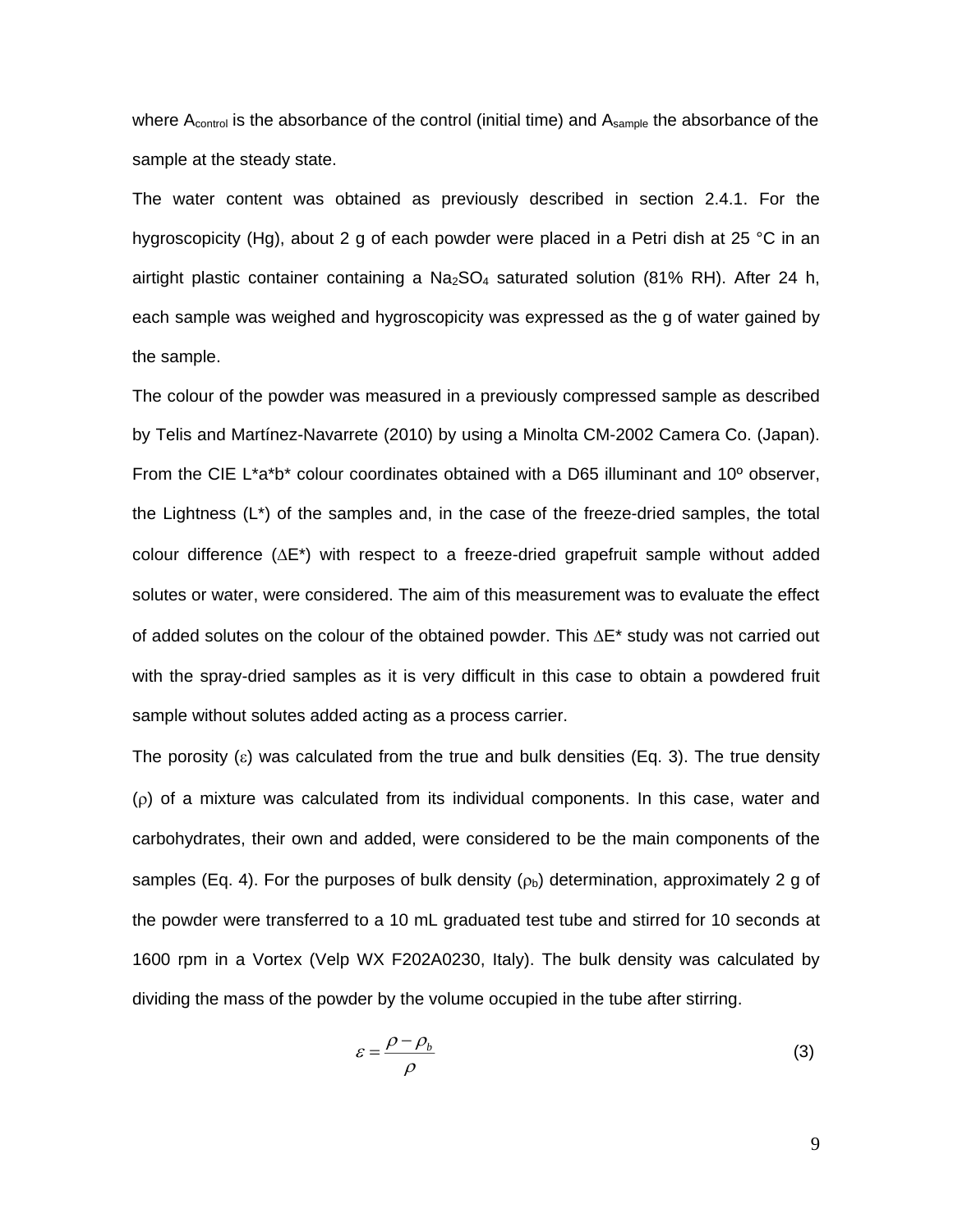where $A_{control}$ is the absorbance of the control (initial time) and $A_{sample}$ the absorbance of the sample at the steady state.

The water content was obtained as previously described in section 2.4.1. For the hygroscopicity (Hg), about 2 g of each powder were placed in a Petri dish at 25 °C in an airtight plastic container containing a $Na_2SO_4$ saturated solution (81% RH). After 24 h, each sample was weighed and hygroscopicity was expressed as the g of water gained by the sample.

The colour of the powder was measured in a previously compressed sample as described by Telis and Martínez-Navarrete (2010) by using a Minolta CM-2002 Camera Co. (Japan). From the CIE L*a*b* colour coordinates obtained with a D65 illuminant and 10º observer, the Lightness (L*) of the samples and, in the case of the freeze-dried samples, the total colour difference ($\Delta$E*) with respect to a freeze-dried grapefruit sample without added solutes or water, were considered. The aim of this measurement was to evaluate the effect of added solutes on the colour of the obtained powder. This $\Delta$E* study was not carried out with the spray-dried samples as it is very difficult in this case to obtain a powdered fruit sample without solutes added acting as a process carrier.

The porosity ($\varepsilon$) was calculated from the true and bulk densities (Eq. 3). The true density ($\rho$) of a mixture was calculated from its individual components. In this case, water and carbohydrates, their own and added, were considered to be the main components of the samples (Eq. 4). For the purposes of bulk density ($\rho_b$) determination, approximately 2 g of the powder were transferred to a 10 mL graduated test tube and stirred for 10 seconds at 1600 rpm in a Vortex (Velp WX F202A0230, Italy). The bulk density was calculated by dividing the mass of the powder by the volume occupied in the tube after stirring.

$$\varepsilon = \frac{\rho - \rho_b}{\rho} \tag{3}$$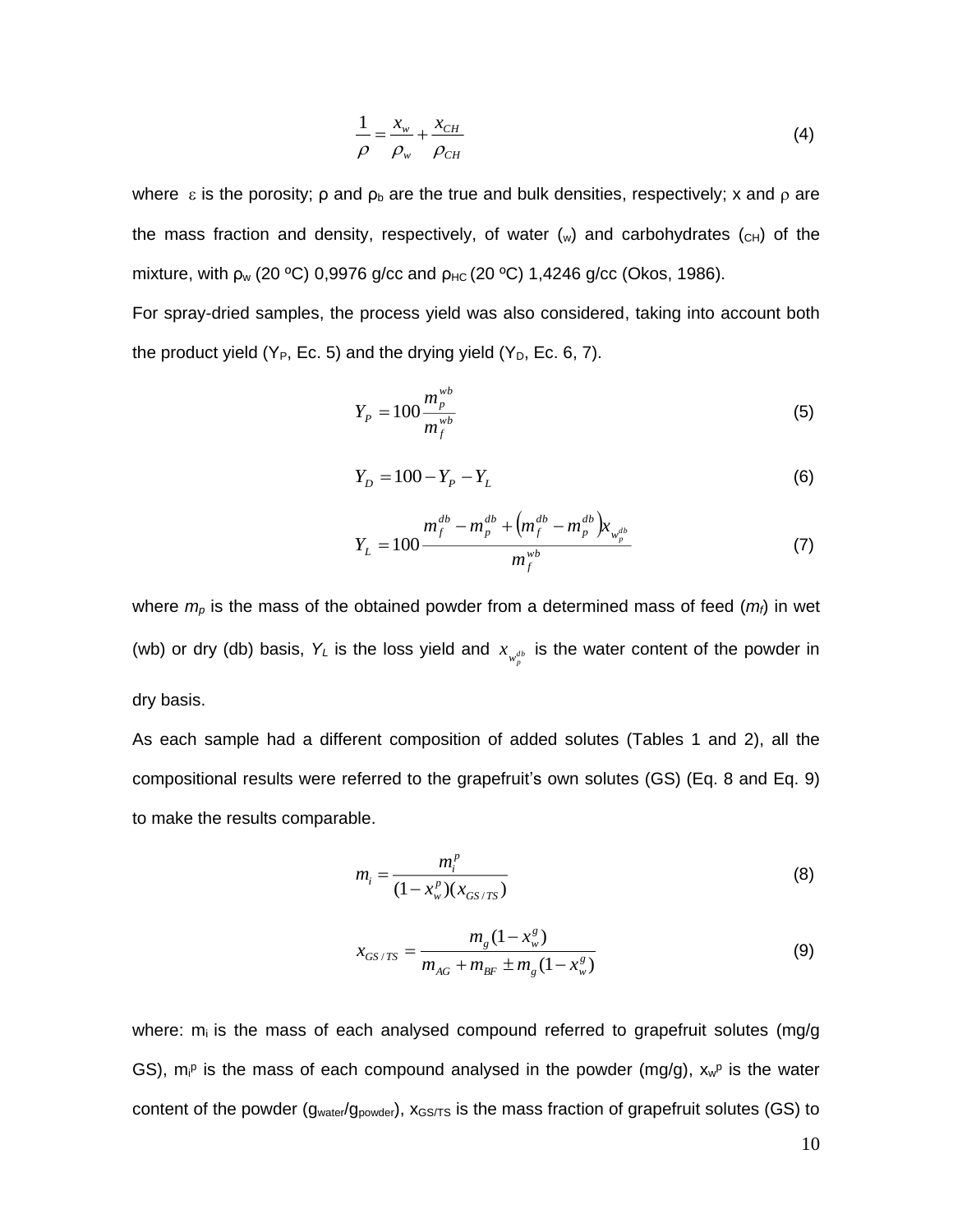$$\frac{1}{\rho} = \frac{x_w}{\rho_w} + \frac{x_{CH}}{\rho_{CH}} \tag{4}$$

where $\varepsilon$ is the porosity; ρ and $\rho_b$ are the true and bulk densities, respectively; x and ρ are the mass fraction and density, respectively, of water ($_w$) and carbohydrates ($_{CH}$) of the mixture, with $\rho_w$ (20 ºC) 0,9976 g/cc and $\rho_{HC}$ (20 ºC) 1,4246 g/cc (Okos, 1986).

For spray-dried samples, the process yield was also considered, taking into account both the product yield ($Y_P$, Ec. 5) and the drying yield ($Y_D$, Ec. 6, 7).

$$Y_P = 100\frac{m_p^{wb}}{m_f^{wb}} \tag{5}$$

$$Y_D = 100 - Y_P - Y_L \tag{6}$$

$$Y_L = 100\frac{m_f^{db} - m_p^{db} + \left(m_f^{db} - m_P^{db}\right)x_{w_p^{db}}}{m_f^{wb}} \tag{7}$$

where $m_p$ is the mass of the obtained powder from a determined mass of feed ($m_f$) in wet (wb) or dry (db) basis, $Y_L$ is the loss yield and $x_{w_p^{db}}$ is the water content of the powder in dry basis.

As each sample had a different composition of added solutes (Tables 1 and 2), all the compositional results were referred to the grapefruit's own solutes (GS) (Eq. 8 and Eq. 9) to make the results comparable.

$$m_i = \frac{m_i^p}{(1 - x_w^p)(x_{GS/TS})} \tag{8}$$

$$x_{GS/TS} = \frac{m_g(1 - x_w^g)}{m_{AG} + m_{BF} \pm m_g(1 - x_w^g)} \tag{9}$$

where: $m_i$ is the mass of each analysed compound referred to grapefruit solutes (mg/g GS), $m_i^p$ is the mass of each compound analysed in the powder (mg/g), $x_w^p$ is the water content of the powder ($g_{water}/g_{powder}$), $x_{GS/TS}$ is the mass fraction of grapefruit solutes (GS) to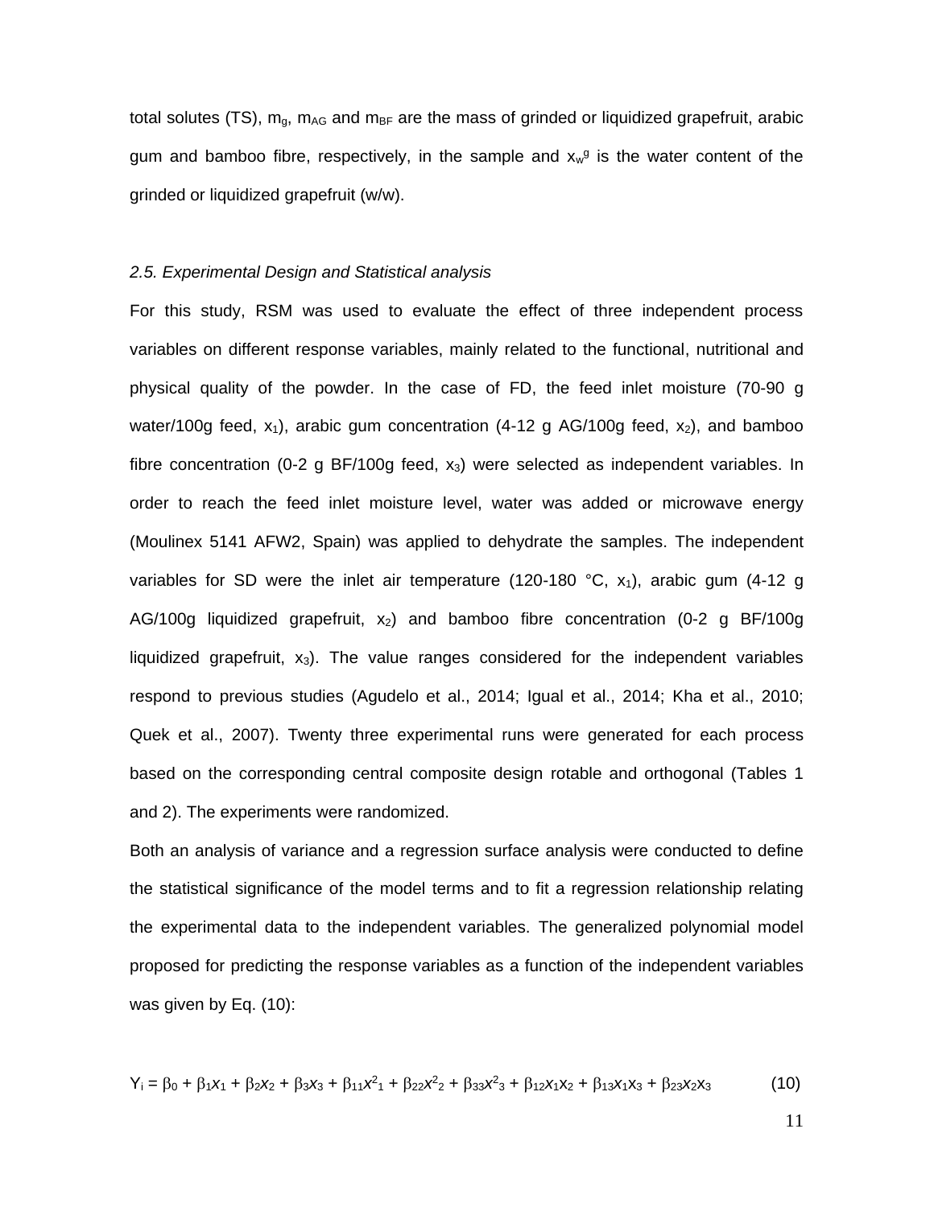total solutes (TS), $m_g$, $m_{AG}$ and $m_{BF}$ are the mass of grinded or liquidized grapefruit, arabic gum and bamboo fibre, respectively, in the sample and $x_w^g$ is the water content of the grinded or liquidized grapefruit (w/w).

### *2.5. Experimental Design and Statistical analysis*

For this study, RSM was used to evaluate the effect of three independent process variables on different response variables, mainly related to the functional, nutritional and physical quality of the powder. In the case of FD, the feed inlet moisture (70-90 g water/100g feed, $x_1$), arabic gum concentration (4-12 g AG/100g feed, $x_2$), and bamboo fibre concentration (0-2 g BF/100g feed, $x_3$) were selected as independent variables. In order to reach the feed inlet moisture level, water was added or microwave energy (Moulinex 5141 AFW2, Spain) was applied to dehydrate the samples. The independent variables for SD were the inlet air temperature (120-180 °C, $x_1$), arabic gum (4-12 g AG/100g liquidized grapefruit, $x_2$) and bamboo fibre concentration (0-2 g BF/100g liquidized grapefruit, $x_3$). The value ranges considered for the independent variables respond to previous studies (Agudelo et al., 2014; Igual et al., 2014; Kha et al., 2010; Quek et al., 2007). Twenty three experimental runs were generated for each process based on the corresponding central composite design rotable and orthogonal (Tables 1 and 2). The experiments were randomized.

Both an analysis of variance and a regression surface analysis were conducted to define the statistical significance of the model terms and to fit a regression relationship relating the experimental data to the independent variables. The generalized polynomial model proposed for predicting the response variables as a function of the independent variables was given by Eq. (10):

$$Y_i = \beta_0 + \beta_1 x_1 + \beta_2 x_2 + \beta_3 x_3 + \beta_{11} x_1^2 + \beta_{22} x_2^2 + \beta_{33} x_3^2 + \beta_{12} x_1 x_2 + \beta_{13} x_1 x_3 + \beta_{23} x_2 x_3 \qquad (10)$$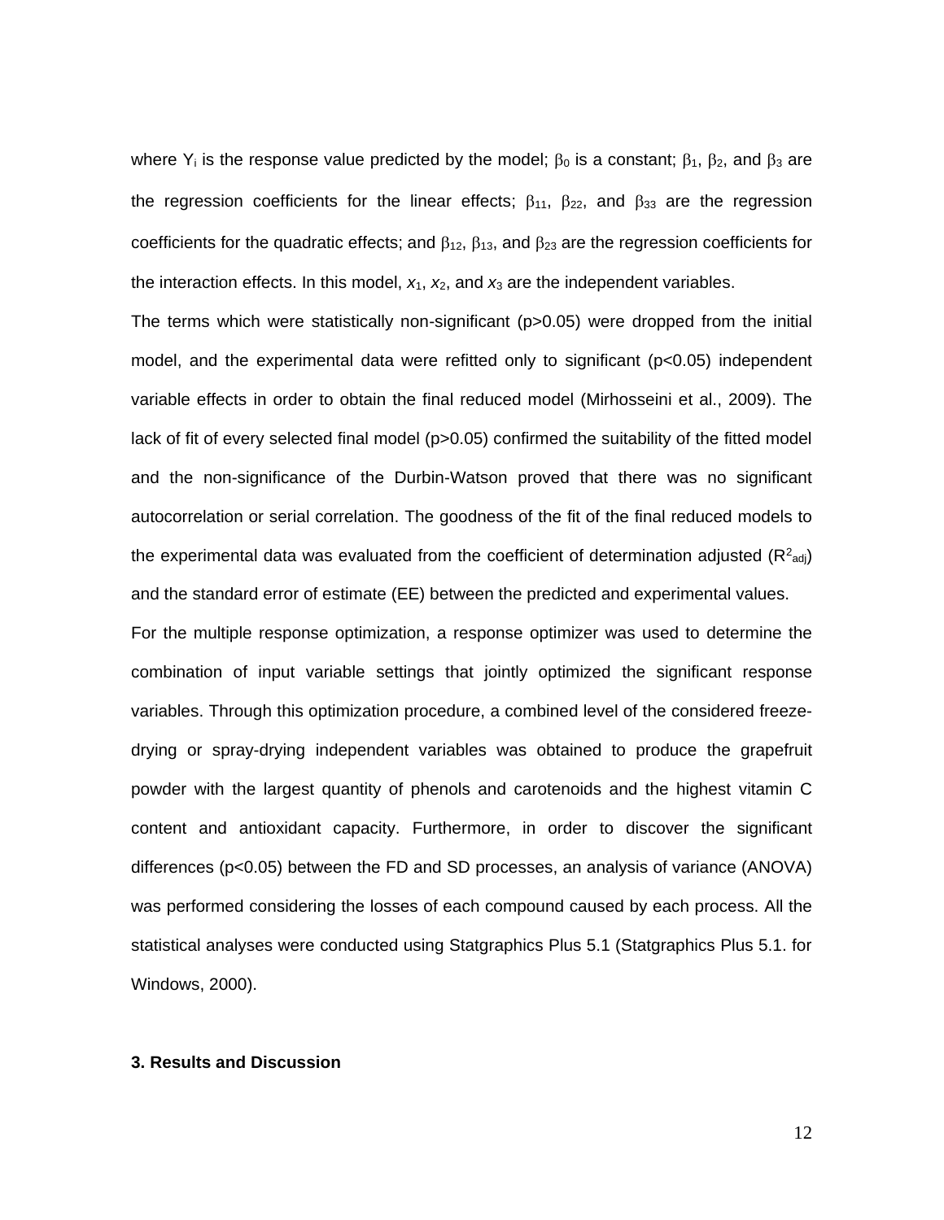where $Y_i$ is the response value predicted by the model; $\beta_0$ is a constant; $\beta_1$, $\beta_2$, and $\beta_3$ are the regression coefficients for the linear effects; $\beta_{11}$, $\beta_{22}$, and $\beta_{33}$ are the regression coefficients for the quadratic effects; and $\beta_{12}$, $\beta_{13}$, and $\beta_{23}$ are the regression coefficients for the interaction effects. In this model, $x_1$, $x_2$, and $x_3$ are the independent variables.

The terms which were statistically non-significant ($p>0.05$) were dropped from the initial model, and the experimental data were refitted only to significant ($p<0.05$) independent variable effects in order to obtain the final reduced model (Mirhosseini et al., 2009). The lack of fit of every selected final model ($p>0.05$) confirmed the suitability of the fitted model and the non-significance of the Durbin-Watson proved that there was no significant autocorrelation or serial correlation. The goodness of the fit of the final reduced models to the experimental data was evaluated from the coefficient of determination adjusted ($R^2_{adj}$) and the standard error of estimate (EE) between the predicted and experimental values.

For the multiple response optimization, a response optimizer was used to determine the combination of input variable settings that jointly optimized the significant response variables. Through this optimization procedure, a combined level of the considered freeze-drying or spray-drying independent variables was obtained to produce the grapefruit powder with the largest quantity of phenols and carotenoids and the highest vitamin C content and antioxidant capacity. Furthermore, in order to discover the significant differences ($p<0.05$) between the FD and SD processes, an analysis of variance (ANOVA) was performed considering the losses of each compound caused by each process. All the statistical analyses were conducted using Statgraphics Plus 5.1 (Statgraphics Plus 5.1. for Windows, 2000).

## 3. Results and Discussion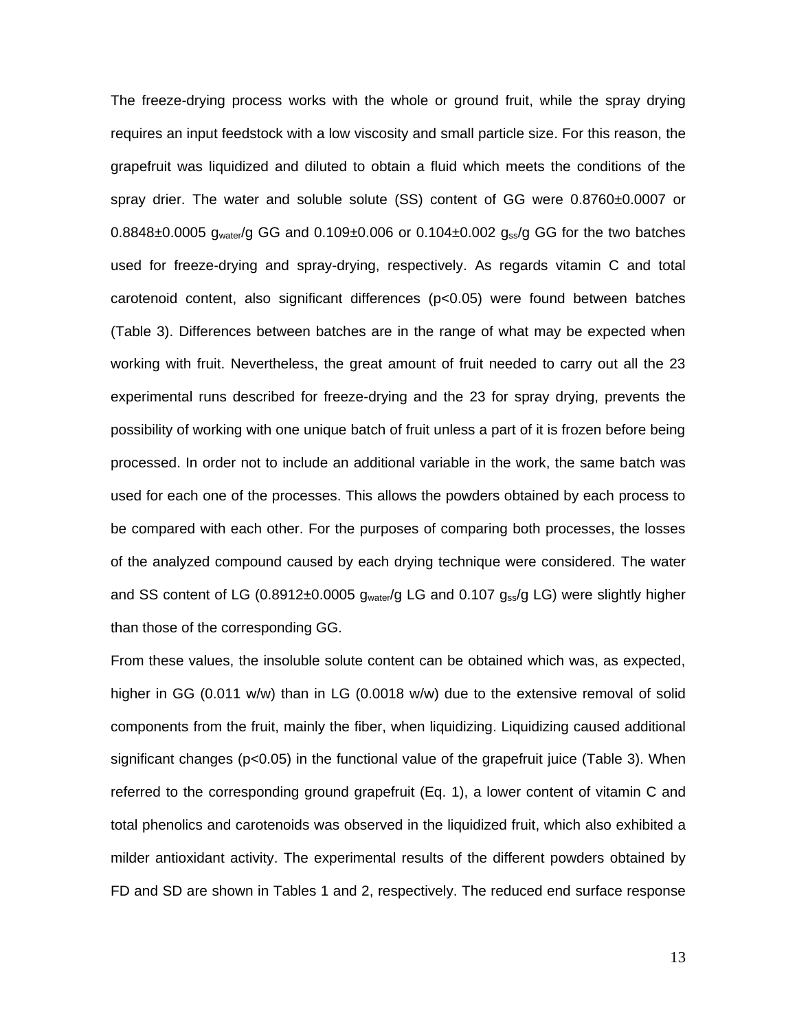The freeze-drying process works with the whole or ground fruit, while the spray drying requires an input feedstock with a low viscosity and small particle size. For this reason, the grapefruit was liquidized and diluted to obtain a fluid which meets the conditions of the spray drier. The water and soluble solute (SS) content of GG were 0.8760±0.0007 or 0.8848±0.0005 $g_{water}$/g GG and 0.109±0.006 or 0.104±0.002 $g_{ss}$/g GG for the two batches used for freeze-drying and spray-drying, respectively. As regards vitamin C and total carotenoid content, also significant differences ($p<0.05$) were found between batches (Table 3). Differences between batches are in the range of what may be expected when working with fruit. Nevertheless, the great amount of fruit needed to carry out all the 23 experimental runs described for freeze-drying and the 23 for spray drying, prevents the possibility of working with one unique batch of fruit unless a part of it is frozen before being processed. In order not to include an additional variable in the work, the same batch was used for each one of the processes. This allows the powders obtained by each process to be compared with each other. For the purposes of comparing both processes, the losses of the analyzed compound caused by each drying technique were considered. The water and SS content of LG (0.8912±0.0005 $g_{water}$/g LG and 0.107 $g_{ss}$/g LG) were slightly higher than those of the corresponding GG.

From these values, the insoluble solute content can be obtained which was, as expected, higher in GG (0.011 w/w) than in LG (0.0018 w/w) due to the extensive removal of solid components from the fruit, mainly the fiber, when liquidizing. Liquidizing caused additional significant changes ($p<0.05$) in the functional value of the grapefruit juice (Table 3). When referred to the corresponding ground grapefruit (Eq. 1), a lower content of vitamin C and total phenolics and carotenoids was observed in the liquidized fruit, which also exhibited a milder antioxidant activity. The experimental results of the different powders obtained by FD and SD are shown in Tables 1 and 2, respectively. The reduced end surface response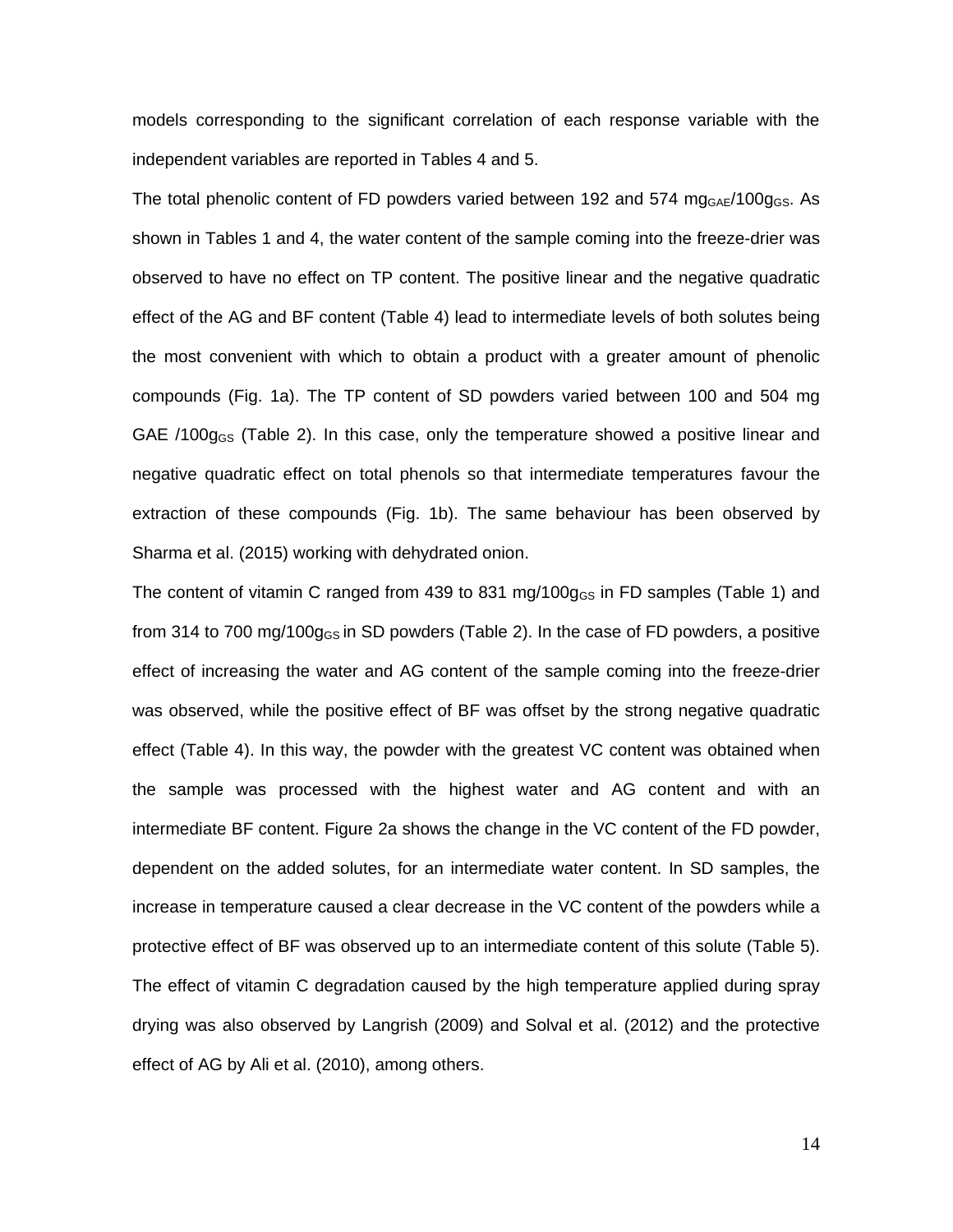models corresponding to the significant correlation of each response variable with the independent variables are reported in Tables 4 and 5.

The total phenolic content of FD powders varied between 192 and 574 $mg_{GAE}/100g_{GS}$. As shown in Tables 1 and 4, the water content of the sample coming into the freeze-drier was observed to have no effect on TP content. The positive linear and the negative quadratic effect of the AG and BF content (Table 4) lead to intermediate levels of both solutes being the most convenient with which to obtain a product with a greater amount of phenolic compounds (Fig. 1a). The TP content of SD powders varied between 100 and 504 mg GAE /$100g_{GS}$ (Table 2). In this case, only the temperature showed a positive linear and negative quadratic effect on total phenols so that intermediate temperatures favour the extraction of these compounds (Fig. 1b). The same behaviour has been observed by Sharma et al. (2015) working with dehydrated onion.

The content of vitamin C ranged from 439 to 831 mg/$100g_{GS}$ in FD samples (Table 1) and from 314 to 700 mg/$100g_{GS}$ in SD powders (Table 2). In the case of FD powders, a positive effect of increasing the water and AG content of the sample coming into the freeze-drier was observed, while the positive effect of BF was offset by the strong negative quadratic effect (Table 4). In this way, the powder with the greatest VC content was obtained when the sample was processed with the highest water and AG content and with an intermediate BF content. Figure 2a shows the change in the VC content of the FD powder, dependent on the added solutes, for an intermediate water content. In SD samples, the increase in temperature caused a clear decrease in the VC content of the powders while a protective effect of BF was observed up to an intermediate content of this solute (Table 5). The effect of vitamin C degradation caused by the high temperature applied during spray drying was also observed by Langrish (2009) and Solval et al. (2012) and the protective effect of AG by Ali et al. (2010), among others.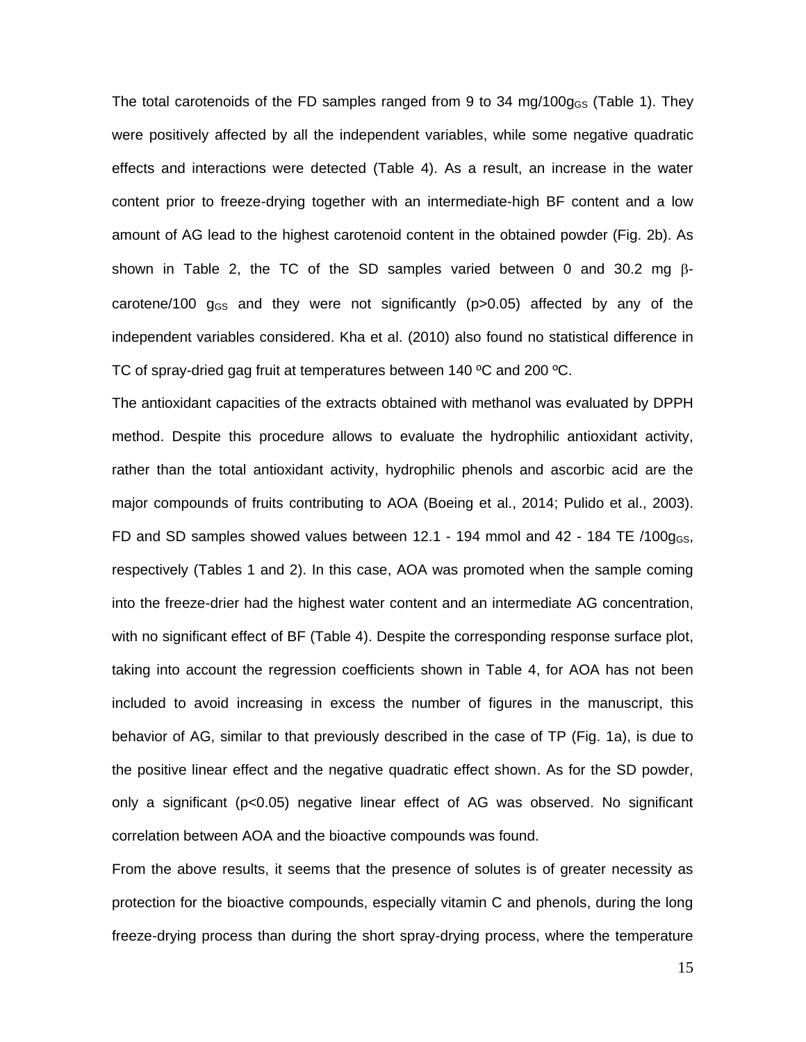The total carotenoids of the FD samples ranged from 9 to 34 mg/100$g_{GS}$ (Table 1). They were positively affected by all the independent variables, while some negative quadratic effects and interactions were detected (Table 4). As a result, an increase in the water content prior to freeze-drying together with an intermediate-high BF content and a low amount of AG lead to the highest carotenoid content in the obtained powder (Fig. 2b). As shown in Table 2, the TC of the SD samples varied between 0 and 30.2 mg $\beta$-carotene/100 $g_{GS}$ and they were not significantly ($p>0.05$) affected by any of the independent variables considered. Kha et al. (2010) also found no statistical difference in TC of spray-dried gag fruit at temperatures between 140 ºC and 200 ºC.

The antioxidant capacities of the extracts obtained with methanol was evaluated by DPPH method. Despite this procedure allows to evaluate the hydrophilic antioxidant activity, rather than the total antioxidant activity, hydrophilic phenols and ascorbic acid are the major compounds of fruits contributing to AOA (Boeing et al., 2014; Pulido et al., 2003). FD and SD samples showed values between 12.1 - 194 mmol and 42 - 184 TE /100$g_{GS}$, respectively (Tables 1 and 2). In this case, AOA was promoted when the sample coming into the freeze-drier had the highest water content and an intermediate AG concentration, with no significant effect of BF (Table 4). Despite the corresponding response surface plot, taking into account the regression coefficients shown in Table 4, for AOA has not been included to avoid increasing in excess the number of figures in the manuscript, this behavior of AG, similar to that previously described in the case of TP (Fig. 1a), is due to the positive linear effect and the negative quadratic effect shown. As for the SD powder, only a significant ($p<0.05$) negative linear effect of AG was observed. No significant correlation between AOA and the bioactive compounds was found.

From the above results, it seems that the presence of solutes is of greater necessity as protection for the bioactive compounds, especially vitamin C and phenols, during the long freeze-drying process than during the short spray-drying process, where the temperature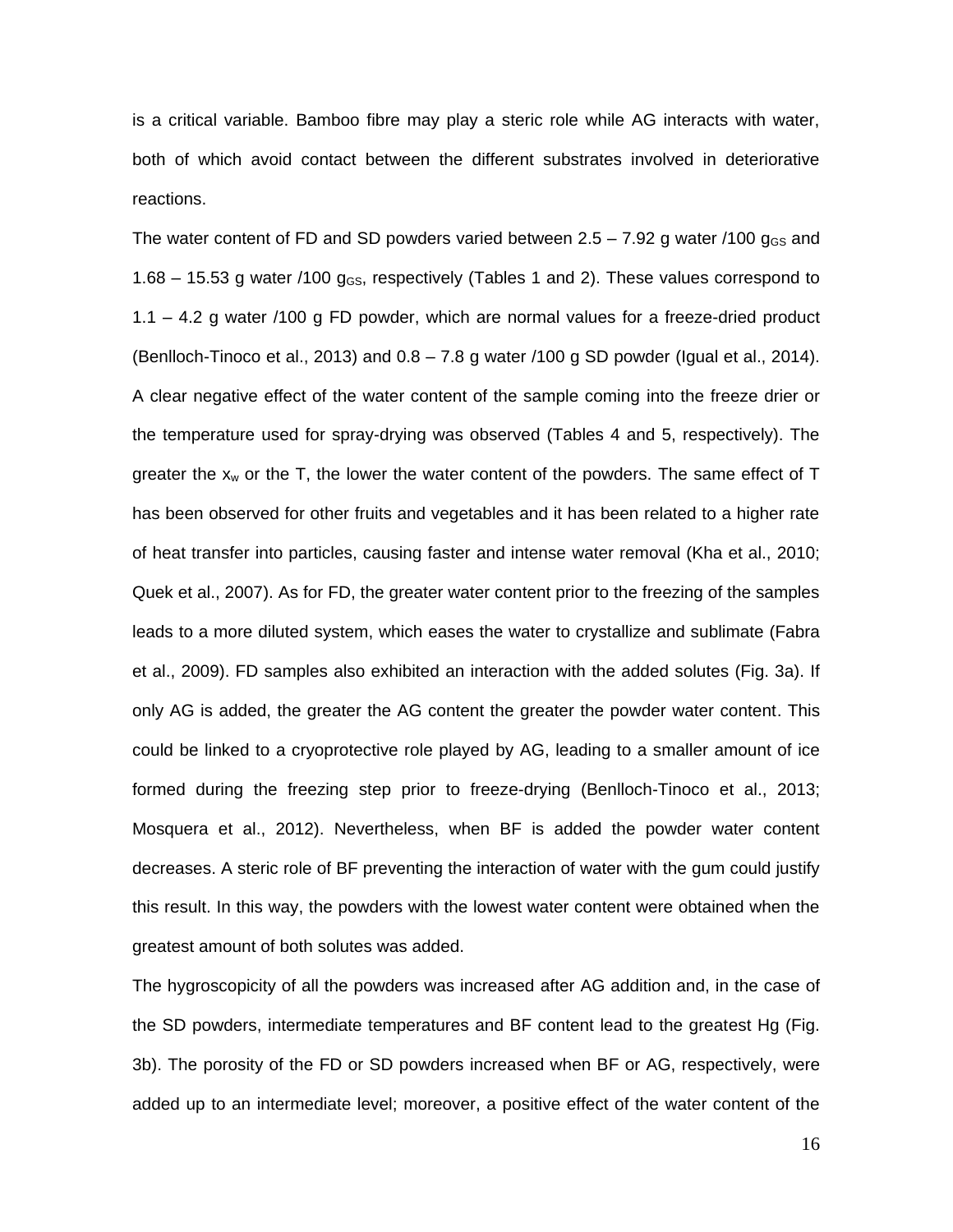is a critical variable. Bamboo fibre may play a steric role while AG interacts with water, both of which avoid contact between the different substrates involved in deteriorative reactions.

The water content of FD and SD powders varied between 2.5 – 7.92 g water /100 $g_{GS}$ and 1.68 – 15.53 g water /100 $g_{GS}$, respectively (Tables 1 and 2). These values correspond to 1.1 – 4.2 g water /100 g FD powder, which are normal values for a freeze-dried product (Benlloch-Tinoco et al., 2013) and 0.8 – 7.8 g water /100 g SD powder (Igual et al., 2014). A clear negative effect of the water content of the sample coming into the freeze drier or the temperature used for spray-drying was observed (Tables 4 and 5, respectively). The greater the $x_w$ or the T, the lower the water content of the powders. The same effect of T has been observed for other fruits and vegetables and it has been related to a higher rate of heat transfer into particles, causing faster and intense water removal (Kha et al., 2010; Quek et al., 2007). As for FD, the greater water content prior to the freezing of the samples leads to a more diluted system, which eases the water to crystallize and sublimate (Fabra et al., 2009). FD samples also exhibited an interaction with the added solutes (Fig. 3a). If only AG is added, the greater the AG content the greater the powder water content. This could be linked to a cryoprotective role played by AG, leading to a smaller amount of ice formed during the freezing step prior to freeze-drying (Benlloch-Tinoco et al., 2013; Mosquera et al., 2012). Nevertheless, when BF is added the powder water content decreases. A steric role of BF preventing the interaction of water with the gum could justify this result. In this way, the powders with the lowest water content were obtained when the greatest amount of both solutes was added.

The hygroscopicity of all the powders was increased after AG addition and, in the case of the SD powders, intermediate temperatures and BF content lead to the greatest Hg (Fig. 3b). The porosity of the FD or SD powders increased when BF or AG, respectively, were added up to an intermediate level; moreover, a positive effect of the water content of the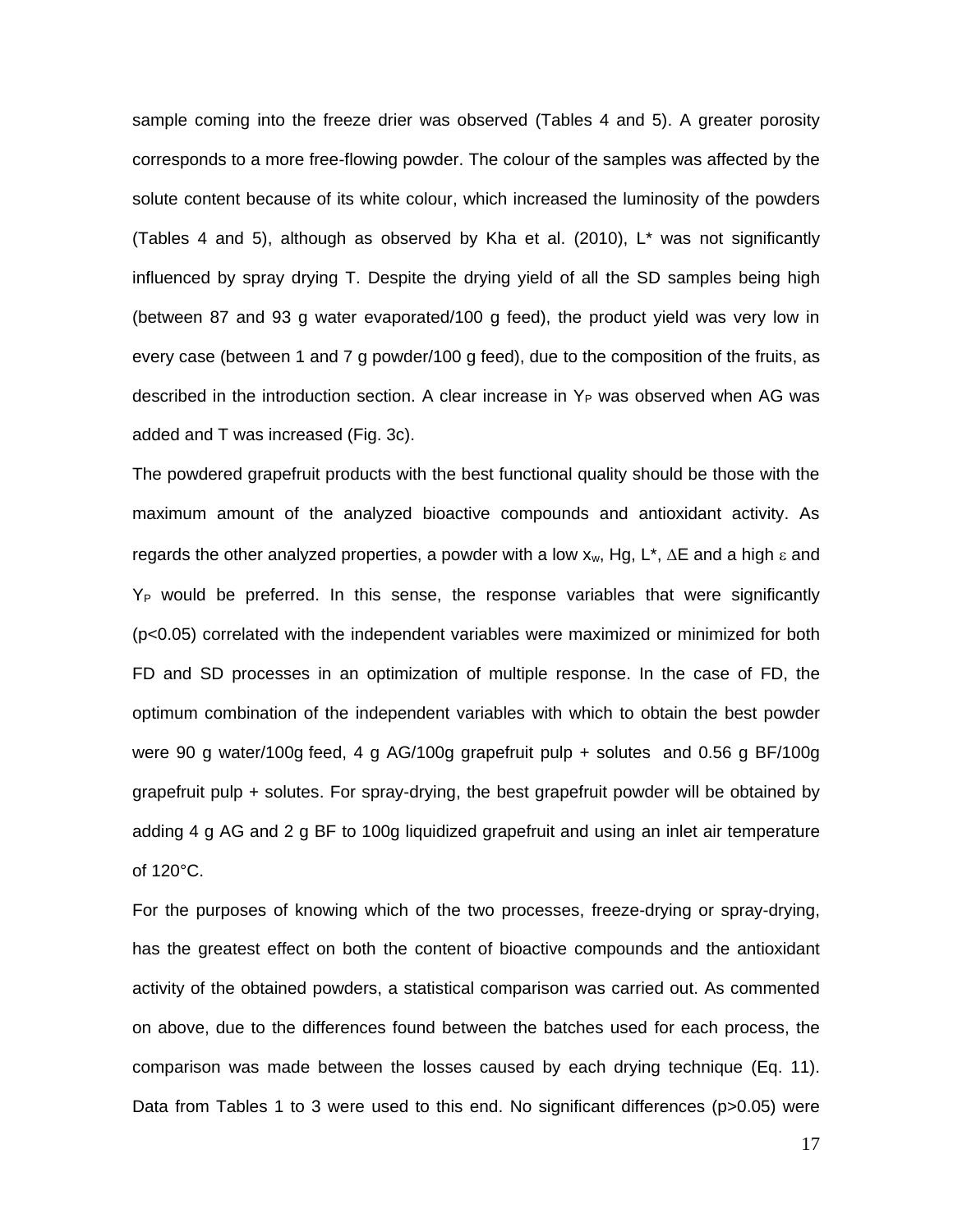sample coming into the freeze drier was observed (Tables 4 and 5). A greater porosity corresponds to a more free-flowing powder. The colour of the samples was affected by the solute content because of its white colour, which increased the luminosity of the powders (Tables 4 and 5), although as observed by Kha et al. (2010), L* was not significantly influenced by spray drying T. Despite the drying yield of all the SD samples being high (between 87 and 93 g water evaporated/100 g feed), the product yield was very low in every case (between 1 and 7 g powder/100 g feed), due to the composition of the fruits, as described in the introduction section. A clear increase in $Y_P$ was observed when AG was added and T was increased (Fig. 3c).

The powdered grapefruit products with the best functional quality should be those with the maximum amount of the analyzed bioactive compounds and antioxidant activity. As regards the other analyzed properties, a powder with a low $x_w$, Hg, L*, $\Delta E$ and a high $\varepsilon$ and $Y_P$ would be preferred. In this sense, the response variables that were significantly ($p<0.05$) correlated with the independent variables were maximized or minimized for both FD and SD processes in an optimization of multiple response. In the case of FD, the optimum combination of the independent variables with which to obtain the best powder were 90 g water/100g feed, 4 g AG/100g grapefruit pulp + solutes and 0.56 g BF/100g grapefruit pulp + solutes. For spray-drying, the best grapefruit powder will be obtained by adding 4 g AG and 2 g BF to 100g liquidized grapefruit and using an inlet air temperature of 120°C.

For the purposes of knowing which of the two processes, freeze-drying or spray-drying, has the greatest effect on both the content of bioactive compounds and the antioxidant activity of the obtained powders, a statistical comparison was carried out. As commented on above, due to the differences found between the batches used for each process, the comparison was made between the losses caused by each drying technique (Eq. 11). Data from Tables 1 to 3 were used to this end. No significant differences ($p>0.05$) were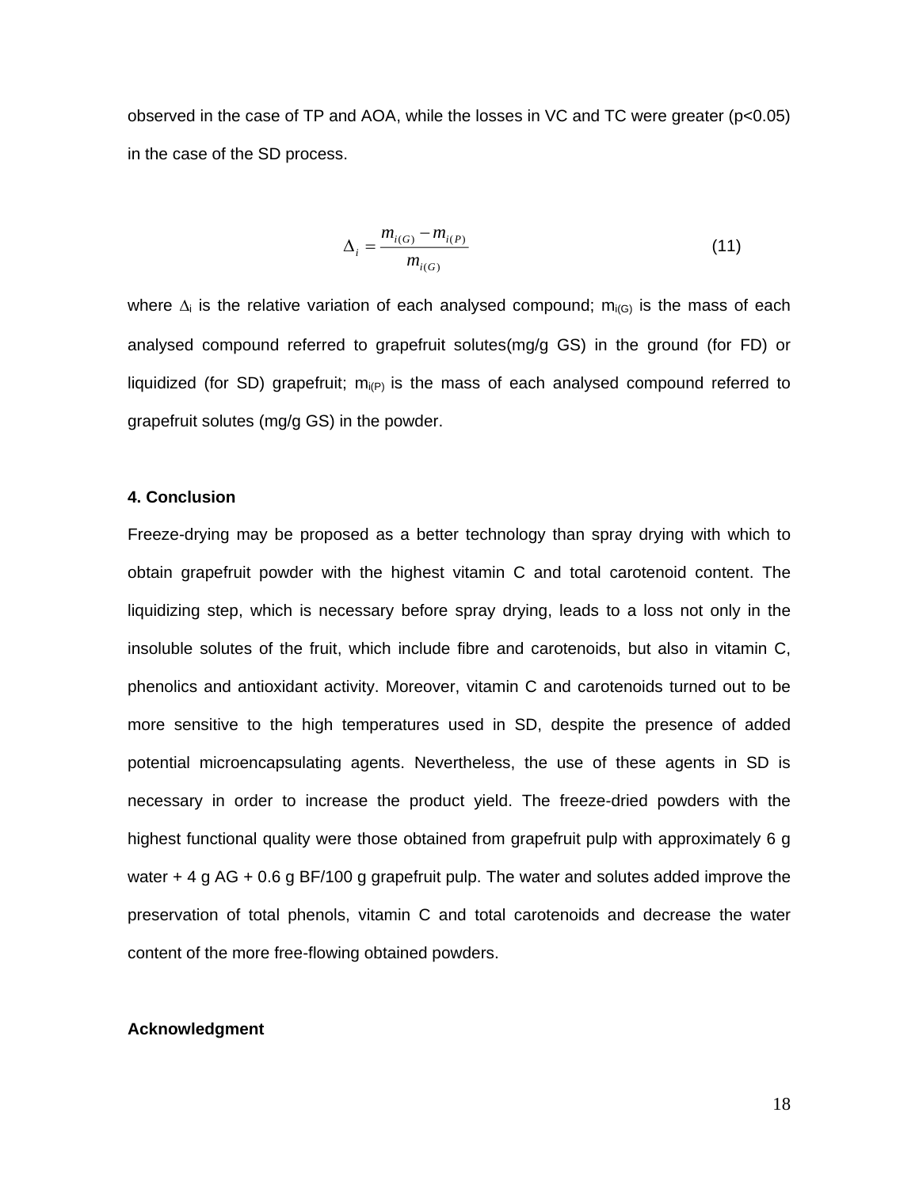observed in the case of TP and AOA, while the losses in VC and TC were greater ($p<0.05$) in the case of the SD process.

$$\Delta_i = \frac{m_{i(G)} - m_{i(P)}}{m_{i(G)}} \tag{11}$$

where $\Delta_i$ is the relative variation of each analysed compound; $m_{i(G)}$ is the mass of each analysed compound referred to grapefruit solutes(mg/g GS) in the ground (for FD) or liquidized (for SD) grapefruit; $m_{i(P)}$ is the mass of each analysed compound referred to grapefruit solutes (mg/g GS) in the powder.

**4. Conclusion**

Freeze-drying may be proposed as a better technology than spray drying with which to obtain grapefruit powder with the highest vitamin C and total carotenoid content. The liquidizing step, which is necessary before spray drying, leads to a loss not only in the insoluble solutes of the fruit, which include fibre and carotenoids, but also in vitamin C, phenolics and antioxidant activity. Moreover, vitamin C and carotenoids turned out to be more sensitive to the high temperatures used in SD, despite the presence of added potential microencapsulating agents. Nevertheless, the use of these agents in SD is necessary in order to increase the product yield. The freeze-dried powders with the highest functional quality were those obtained from grapefruit pulp with approximately 6 g water + 4 g AG + 0.6 g BF/100 g grapefruit pulp. The water and solutes added improve the preservation of total phenols, vitamin C and total carotenoids and decrease the water content of the more free-flowing obtained powders.

**Acknowledgment**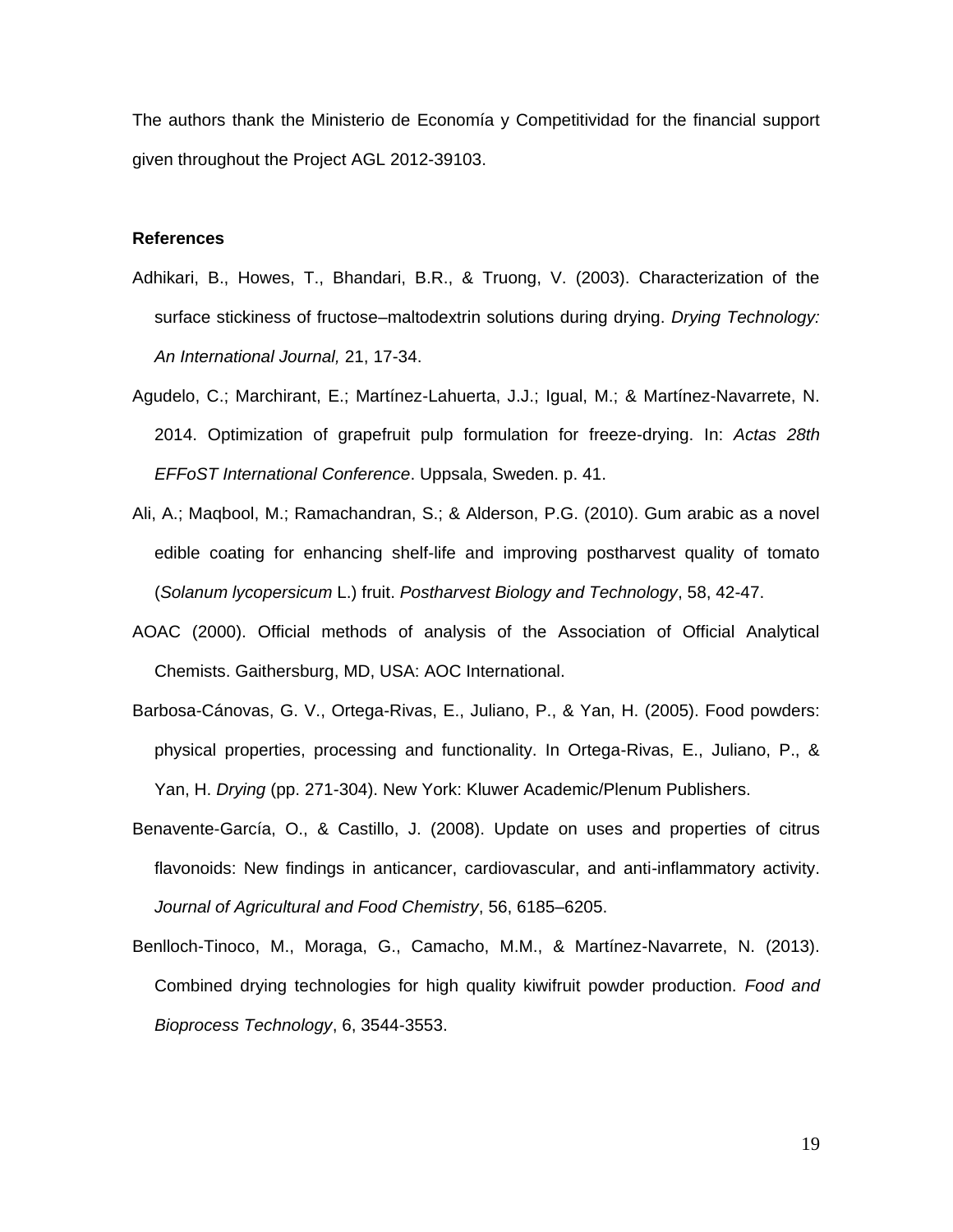The authors thank the Ministerio de Economía y Competitividad for the financial support given throughout the Project AGL 2012-39103.

**References**

Adhikari, B., Howes, T., Bhandari, B.R., & Truong, V. (2003). Characterization of the surface stickiness of fructose–maltodextrin solutions during drying. *Drying Technology: An International Journal,* 21, 17-34.

Agudelo, C.; Marchirant, E.; Martínez-Lahuerta, J.J.; Igual, M.; & Martínez-Navarrete, N. 2014. Optimization of grapefruit pulp formulation for freeze-drying. In: *Actas 28th EFFoST International Conference*. Uppsala, Sweden. p. 41.

Ali, A.; Maqbool, M.; Ramachandran, S.; & Alderson, P.G. (2010). Gum arabic as a novel edible coating for enhancing shelf-life and improving postharvest quality of tomato (*Solanum lycopersicum* L.) fruit. *Postharvest Biology and Technology*, 58, 42-47.

AOAC (2000). Official methods of analysis of the Association of Official Analytical Chemists. Gaithersburg, MD, USA: AOC International.

Barbosa-Cánovas, G. V., Ortega-Rivas, E., Juliano, P., & Yan, H. (2005). Food powders: physical properties, processing and functionality. In Ortega-Rivas, E., Juliano, P., & Yan, H. *Drying* (pp. 271-304). New York: Kluwer Academic/Plenum Publishers.

Benavente-García, O., & Castillo, J. (2008). Update on uses and properties of citrus flavonoids: New findings in anticancer, cardiovascular, and anti-inflammatory activity. *Journal of Agricultural and Food Chemistry*, 56, 6185–6205.

Benlloch-Tinoco, M., Moraga, G., Camacho, M.M., & Martínez-Navarrete, N. (2013). Combined drying technologies for high quality kiwifruit powder production. *Food and Bioprocess Technology*, 6, 3544-3553.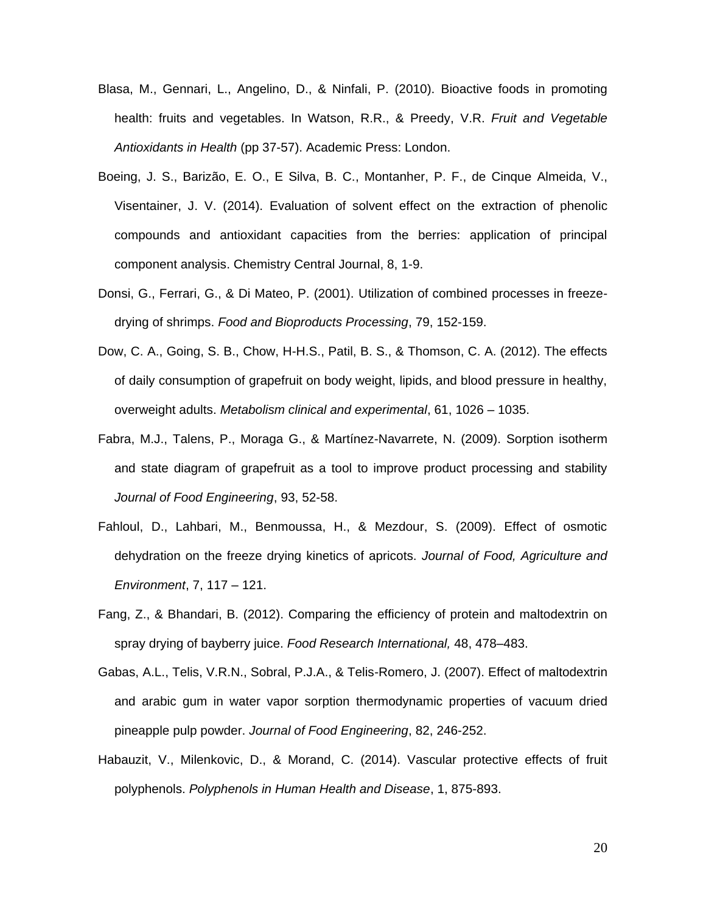Blasa, M., Gennari, L., Angelino, D., & Ninfali, P. (2010). Bioactive foods in promoting health: fruits and vegetables. In Watson, R.R., & Preedy, V.R. *Fruit and Vegetable Antioxidants in Health* (pp 37-57). Academic Press: London.

Boeing, J. S., Barizão, E. O., E Silva, B. C., Montanher, P. F., de Cinque Almeida, V., Visentainer, J. V. (2014). Evaluation of solvent effect on the extraction of phenolic compounds and antioxidant capacities from the berries: application of principal component analysis. Chemistry Central Journal, 8, 1-9.

Donsi, G., Ferrari, G., & Di Mateo, P. (2001). Utilization of combined processes in freeze-drying of shrimps. *Food and Bioproducts Processing*, 79, 152-159.

Dow, C. A., Going, S. B., Chow, H-H.S., Patil, B. S., & Thomson, C. A. (2012). The effects of daily consumption of grapefruit on body weight, lipids, and blood pressure in healthy, overweight adults. *Metabolism clinical and experimental*, 61, 1026 – 1035.

Fabra, M.J., Talens, P., Moraga G., & Martínez-Navarrete, N. (2009). Sorption isotherm and state diagram of grapefruit as a tool to improve product processing and stability *Journal of Food Engineering*, 93, 52-58.

Fahloul, D., Lahbari, M., Benmoussa, H., & Mezdour, S. (2009). Effect of osmotic dehydration on the freeze drying kinetics of apricots. *Journal of Food, Agriculture and Environment*, 7, 117 – 121.

Fang, Z., & Bhandari, B. (2012). Comparing the efficiency of protein and maltodextrin on spray drying of bayberry juice. *Food Research International,* 48, 478–483.

Gabas, A.L., Telis, V.R.N., Sobral, P.J.A., & Telis-Romero, J. (2007). Effect of maltodextrin and arabic gum in water vapor sorption thermodynamic properties of vacuum dried pineapple pulp powder. *Journal of Food Engineering*, 82, 246-252.

Habauzit, V., Milenkovic, D., & Morand, C. (2014). Vascular protective effects of fruit polyphenols. *Polyphenols in Human Health and Disease*, 1, 875-893.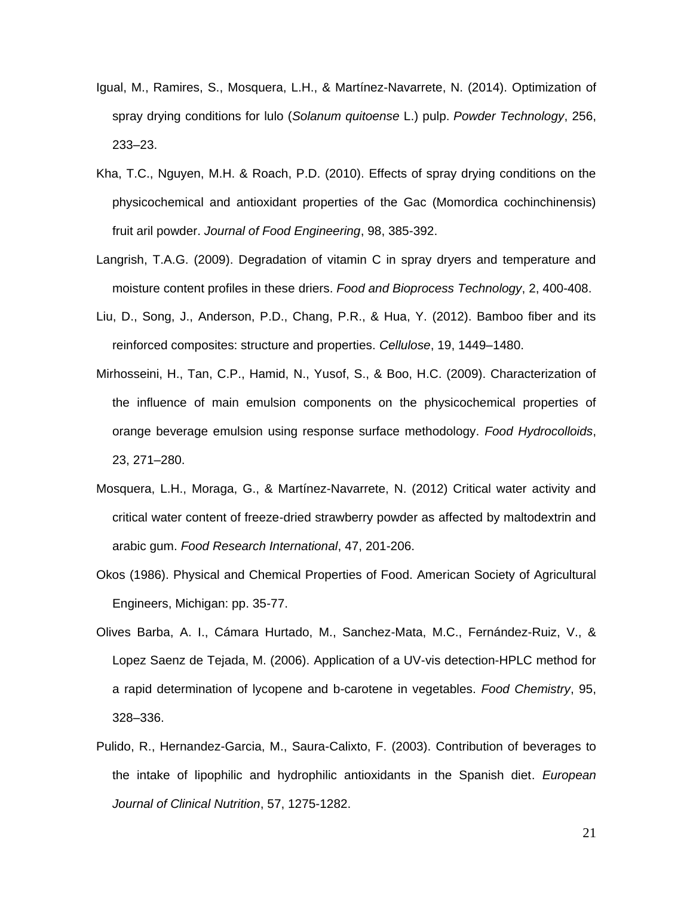Igual, M., Ramires, S., Mosquera, L.H., & Martínez-Navarrete, N. (2014). Optimization of spray drying conditions for lulo (*Solanum quitoense* L.) pulp. *Powder Technology*, 256, 233–23.

Kha, T.C., Nguyen, M.H. & Roach, P.D. (2010). Effects of spray drying conditions on the physicochemical and antioxidant properties of the Gac (Momordica cochinchinensis) fruit aril powder. *Journal of Food Engineering*, 98, 385-392.

Langrish, T.A.G. (2009). Degradation of vitamin C in spray dryers and temperature and moisture content profiles in these driers. *Food and Bioprocess Technology*, 2, 400-408.

Liu, D., Song, J., Anderson, P.D., Chang, P.R., & Hua, Y. (2012). Bamboo fiber and its reinforced composites: structure and properties. *Cellulose*, 19, 1449–1480.

Mirhosseini, H., Tan, C.P., Hamid, N., Yusof, S., & Boo, H.C. (2009). Characterization of the influence of main emulsion components on the physicochemical properties of orange beverage emulsion using response surface methodology. *Food Hydrocolloids*, 23, 271–280.

Mosquera, L.H., Moraga, G., & Martínez-Navarrete, N. (2012) Critical water activity and critical water content of freeze-dried strawberry powder as affected by maltodextrin and arabic gum. *Food Research International*, 47, 201-206.

Okos (1986). Physical and Chemical Properties of Food. American Society of Agricultural Engineers, Michigan: pp. 35-77.

Olives Barba, A. I., Cámara Hurtado, M., Sanchez-Mata, M.C., Fernández-Ruiz, V., & Lopez Saenz de Tejada, M. (2006). Application of a UV-vis detection-HPLC method for a rapid determination of lycopene and b-carotene in vegetables. *Food Chemistry*, 95, 328–336.

Pulido, R., Hernandez-Garcia, M., Saura-Calixto, F. (2003). Contribution of beverages to the intake of lipophilic and hydrophilic antioxidants in the Spanish diet. *European Journal of Clinical Nutrition*, 57, 1275-1282.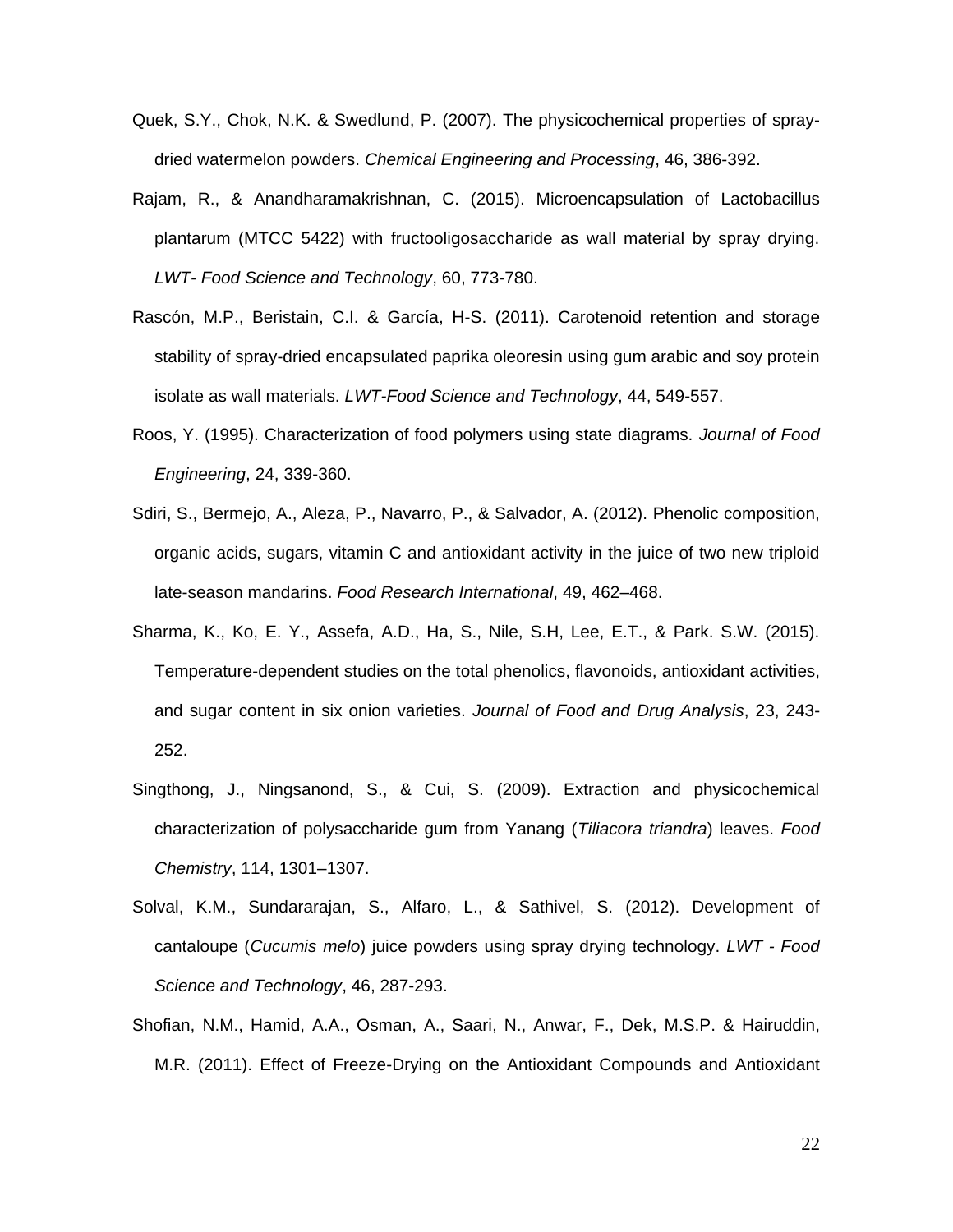Quek, S.Y., Chok, N.K. & Swedlund, P. (2007). The physicochemical properties of spray-dried watermelon powders. *Chemical Engineering and Processing*, 46, 386-392.

Rajam, R., & Anandharamakrishnan, C. (2015). Microencapsulation of Lactobacillus plantarum (MTCC 5422) with fructooligosaccharide as wall material by spray drying. *LWT- Food Science and Technology*, 60, 773-780.

Rascón, M.P., Beristain, C.I. & García, H-S. (2011). Carotenoid retention and storage stability of spray-dried encapsulated paprika oleoresin using gum arabic and soy protein isolate as wall materials. *LWT-Food Science and Technology*, 44, 549-557.

Roos, Y. (1995). Characterization of food polymers using state diagrams. *Journal of Food Engineering*, 24, 339-360.

Sdiri, S., Bermejo, A., Aleza, P., Navarro, P., & Salvador, A. (2012). Phenolic composition, organic acids, sugars, vitamin C and antioxidant activity in the juice of two new triploid late-season mandarins. *Food Research International*, 49, 462–468.

Sharma, K., Ko, E. Y., Assefa, A.D., Ha, S., Nile, S.H, Lee, E.T., & Park. S.W. (2015). Temperature-dependent studies on the total phenolics, flavonoids, antioxidant activities, and sugar content in six onion varieties. *Journal of Food and Drug Analysis*, 23, 243-252.

Singthong, J., Ningsanond, S., & Cui, S. (2009). Extraction and physicochemical characterization of polysaccharide gum from Yanang (*Tiliacora triandra*) leaves. *Food Chemistry*, 114, 1301–1307.

Solval, K.M., Sundararajan, S., Alfaro, L., & Sathivel, S. (2012). Development of cantaloupe (*Cucumis melo*) juice powders using spray drying technology. *LWT - Food Science and Technology*, 46, 287-293.

Shofian, N.M., Hamid, A.A., Osman, A., Saari, N., Anwar, F., Dek, M.S.P. & Hairuddin, M.R. (2011). Effect of Freeze-Drying on the Antioxidant Compounds and Antioxidant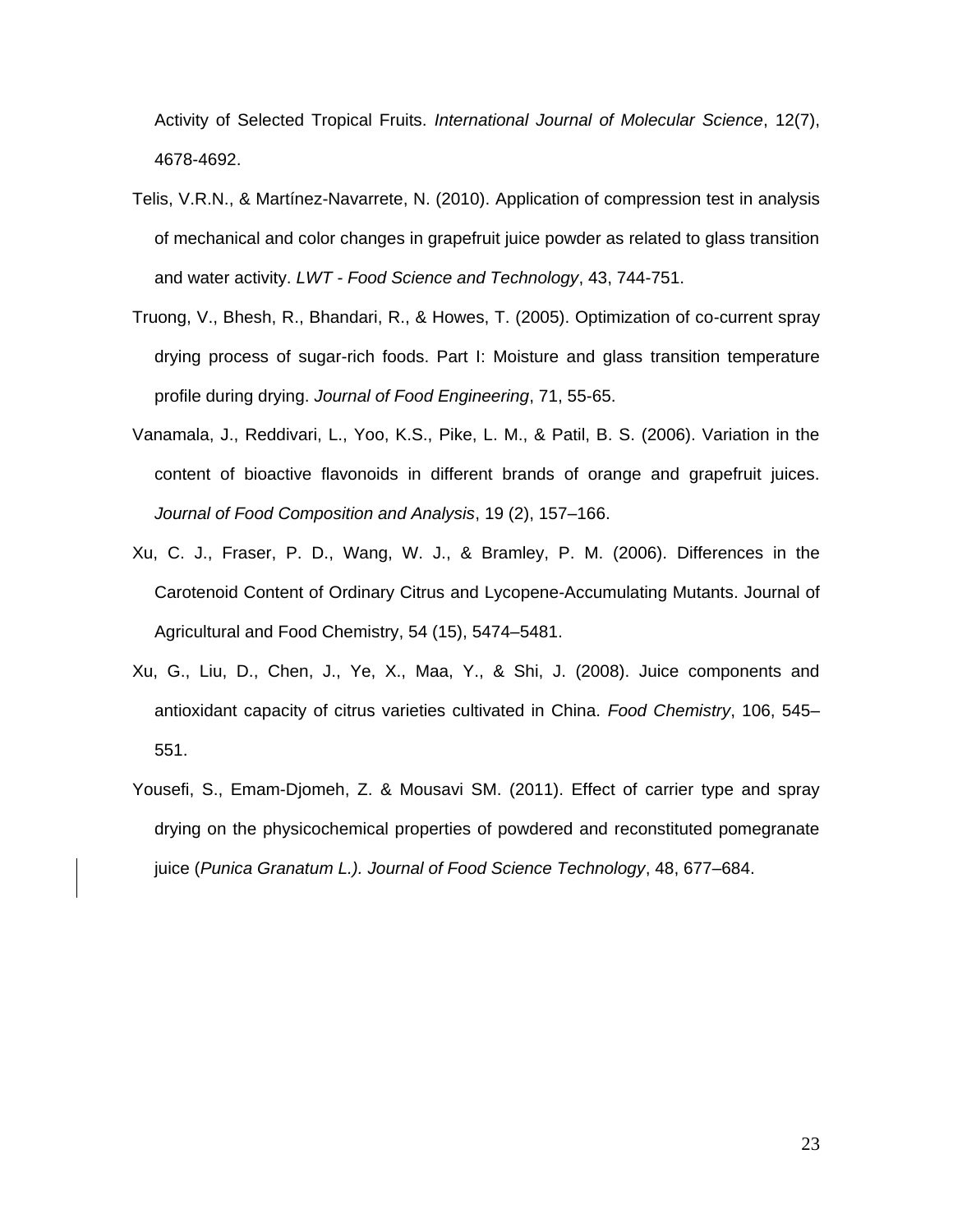Activity of Selected Tropical Fruits. *International Journal of Molecular Science*, 12(7), 4678-4692.

Telis, V.R.N., & Martínez-Navarrete, N. (2010). Application of compression test in analysis of mechanical and color changes in grapefruit juice powder as related to glass transition and water activity. *LWT - Food Science and Technology*, 43, 744-751.

Truong, V., Bhesh, R., Bhandari, R., & Howes, T. (2005). Optimization of co-current spray drying process of sugar-rich foods. Part I: Moisture and glass transition temperature profile during drying. *Journal of Food Engineering*, 71, 55-65.

Vanamala, J., Reddivari, L., Yoo, K.S., Pike, L. M., & Patil, B. S. (2006). Variation in the content of bioactive flavonoids in different brands of orange and grapefruit juices. *Journal of Food Composition and Analysis*, 19 (2), 157–166.

Xu, C. J., Fraser, P. D., Wang, W. J., & Bramley, P. M. (2006). Differences in the Carotenoid Content of Ordinary Citrus and Lycopene-Accumulating Mutants. Journal of Agricultural and Food Chemistry, 54 (15), 5474–5481.

Xu, G., Liu, D., Chen, J., Ye, X., Maa, Y., & Shi, J. (2008). Juice components and antioxidant capacity of citrus varieties cultivated in China. *Food Chemistry*, 106, 545–551.

Yousefi, S., Emam-Djomeh, Z. & Mousavi SM. (2011). Effect of carrier type and spray drying on the physicochemical properties of powdered and reconstituted pomegranate juice (*Punica Granatum L.). Journal of Food Science Technology*, 48, 677–684.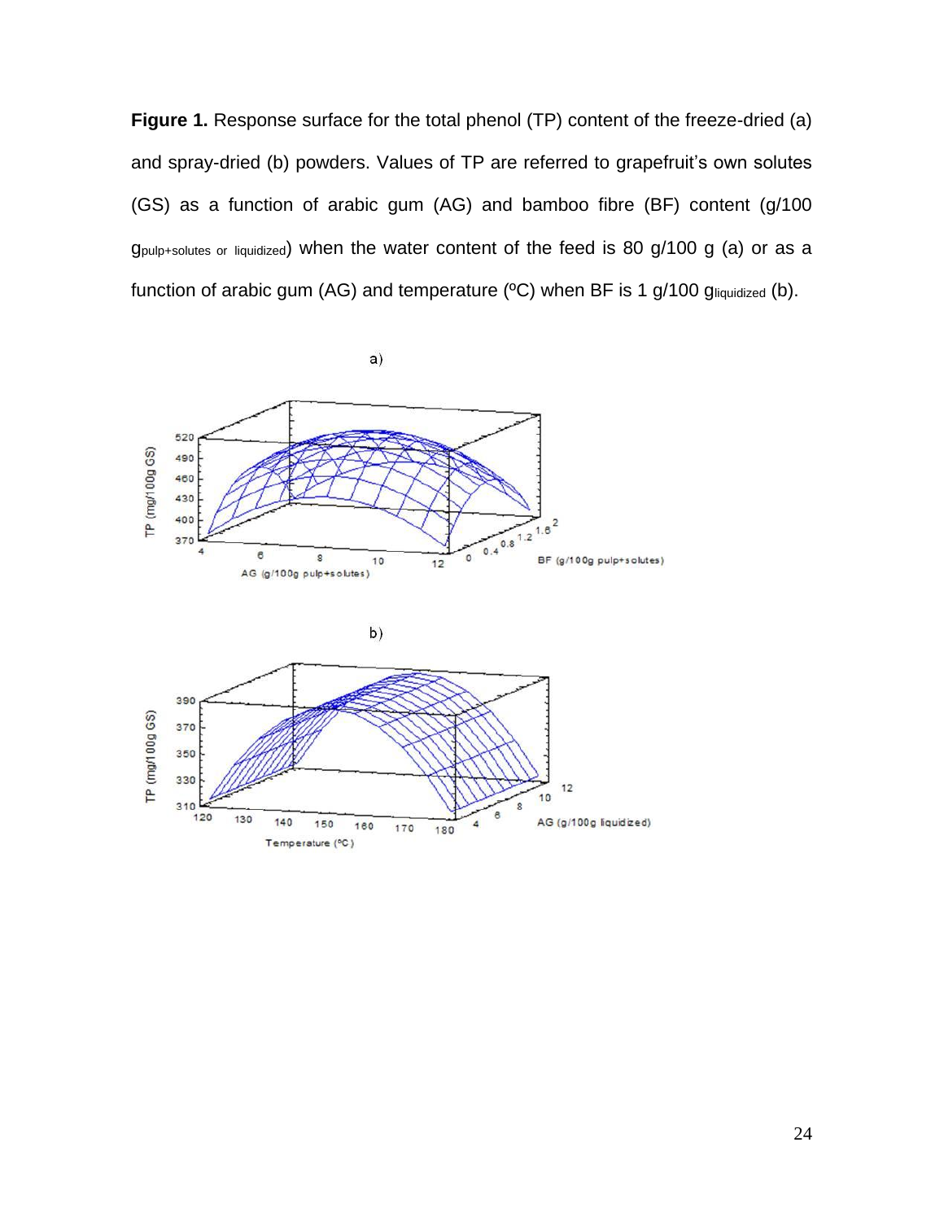**Figure 1.** Response surface for the total phenol (TP) content of the freeze-dried (a) and spray-dried (b) powders. Values of TP are referred to grapefruit's own solutes (GS) as a function of arabic gum (AG) and bamboo fibre (BF) content (g/100 $g_{pulp+solutes\ or\ liquidized}$) when the water content of the feed is 80 g/100 g (a) or as a function of arabic gum (AG) and temperature (ºC) when BF is 1 g/100 $g_{liquidized}$ (b).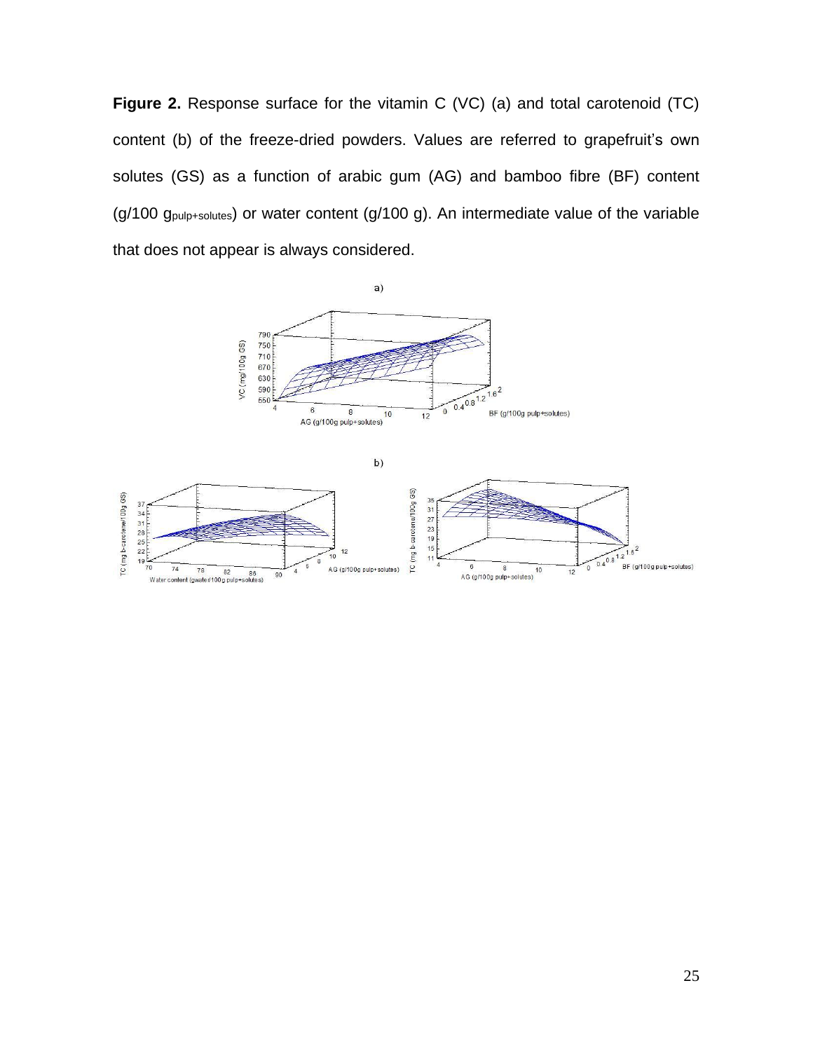**Figure 2.** Response surface for the vitamin C (VC) (a) and total carotenoid (TC) content (b) of the freeze-dried powders. Values are referred to grapefruit's own solutes (GS) as a function of arabic gum (AG) and bamboo fibre (BF) content (g/100 $g_{pulp+solutes}$) or water content (g/100 g). An intermediate value of the variable that does not appear is always considered.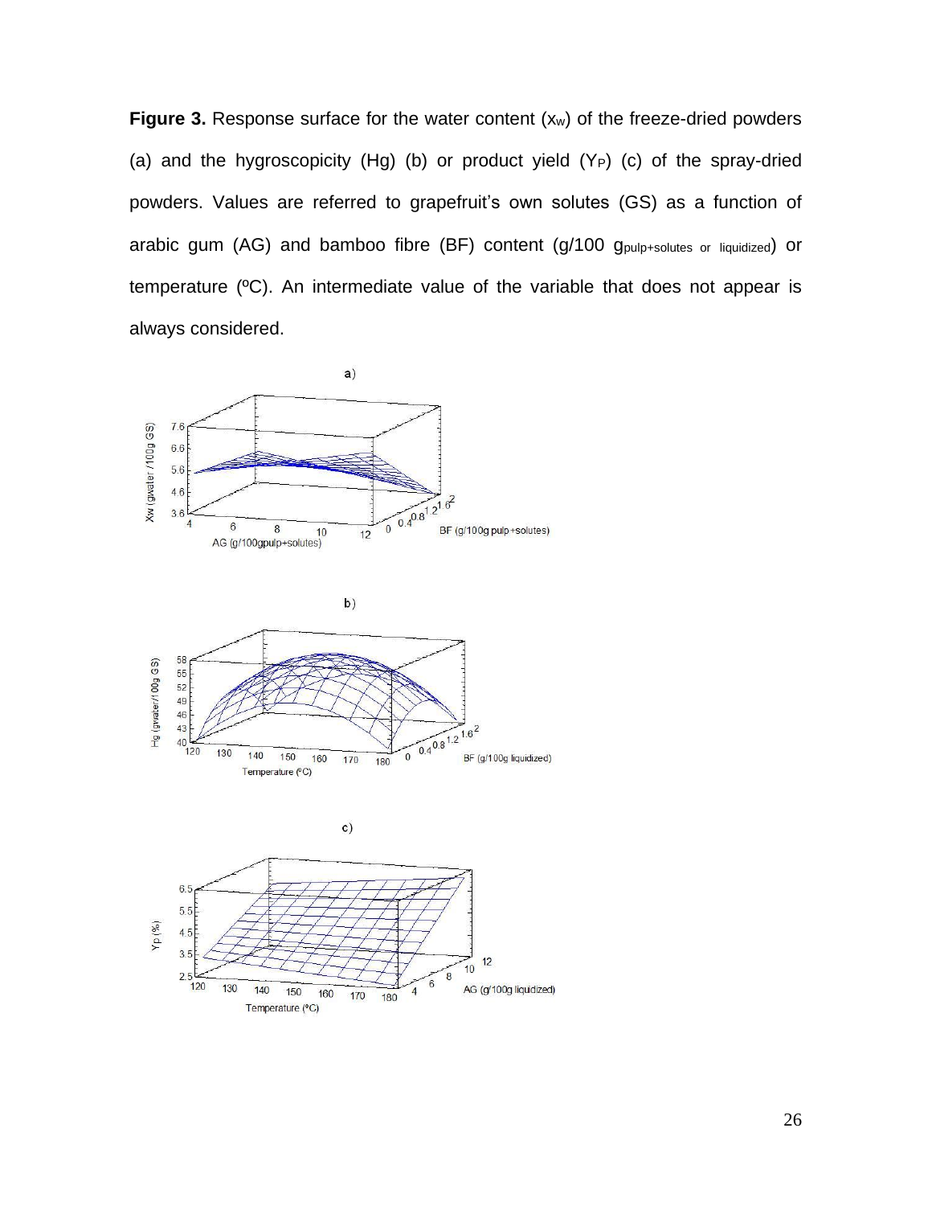**Figure 3.** Response surface for the water content ($x_w$) of the freeze-dried powders (a) and the hygroscopicity (Hg) (b) or product yield ($Y_P$) (c) of the spray-dried powders. Values are referred to grapefruit's own solutes (GS) as a function of arabic gum (AG) and bamboo fibre (BF) content (g/100 $g_{pulp+solutes\ or\ liquidized}$) or temperature (ºC). An intermediate value of the variable that does not appear is always considered.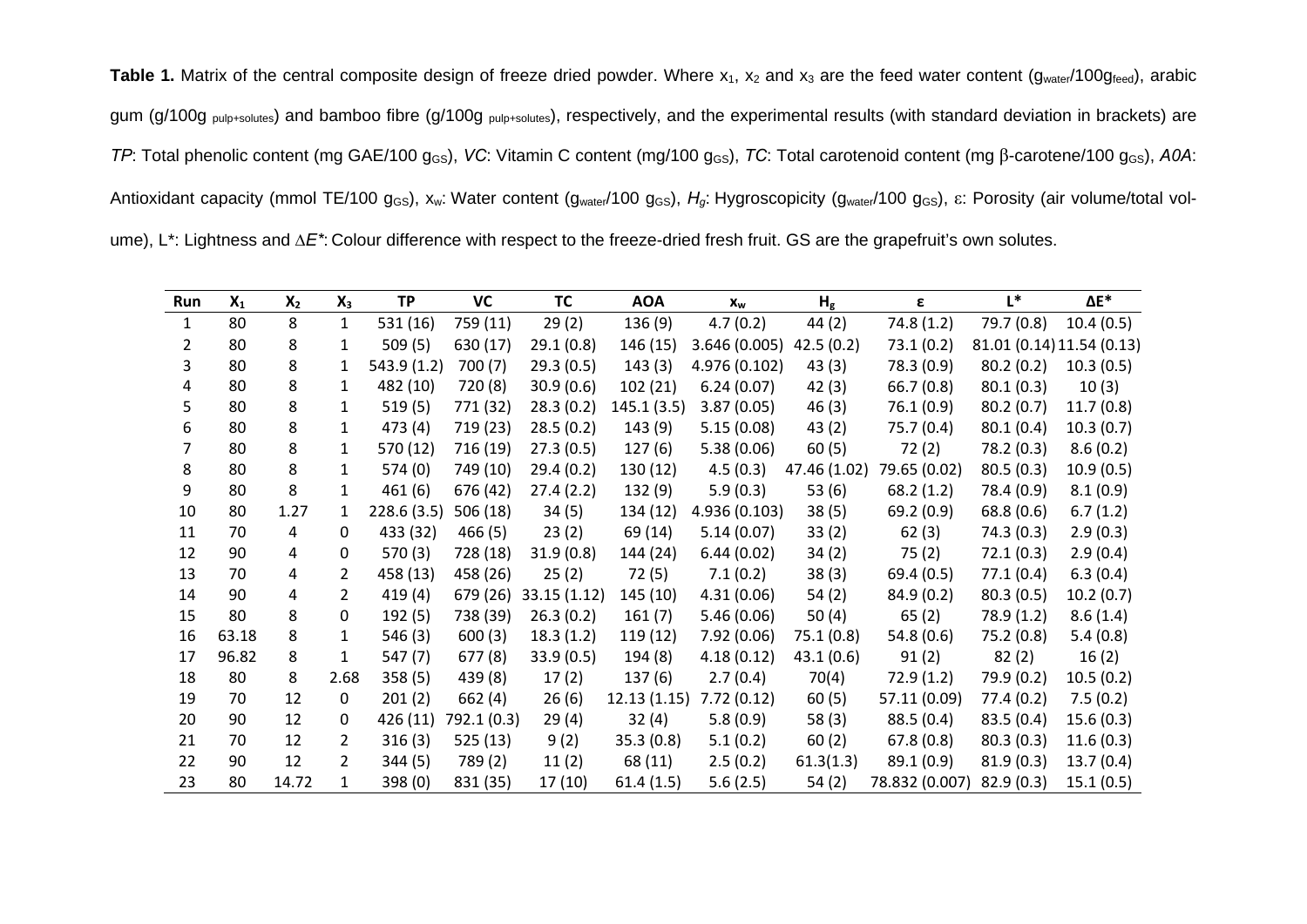**Table 1.** Matrix of the central composite design of freeze dried powder. Where $x_1$, $x_2$ and $x_3$ are the feed water content ($g_{water}/100g_{feed}$), arabic gum ($g/100g_{pulp+solutes}$) and bamboo fibre ($g/100g_{pulp+solutes}$), respectively, and the experimental results (with standard deviation in brackets) are *TP*: Total phenolic content (mg GAE/100 $g_{GS}$), *VC*: Vitamin C content (mg/100 $g_{GS}$), *TC*: Total carotenoid content (mg β-carotene/100 $g_{GS}$), *A0A*: Antioxidant capacity (mmol TE/100 $g_{GS}$), $x_w$: Water content ($g_{water}/100\ g_{GS}$), $H_g$: Hygroscopicity ($g_{water}/100\ g_{GS}$), ε: Porosity (air volume/total volume), L*: Lightness and $\Delta E^*$: Colour difference with respect to the freeze-dried fresh fruit. GS are the grapefruit's own solutes.

| Run | $X_1$ | $X_2$ | $X_3$ | TP | VC | TC | AOA | $x_w$ | $H_g$ | ε | L* | ΔE* |
|---|---|---|---|---|---|---|---|---|---|---|---|---|
| 1 | 80 | 8 | 1 | 531 (16) | 759 (11) | 29 (2) | 136 (9) | 4.7 (0.2) | 44 (2) | 74.8 (1.2) | 79.7 (0.8) | 10.4 (0.5) |
| 2 | 80 | 8 | 1 | 509 (5) | 630 (17) | 29.1 (0.8) | 146 (15) | 3.646 (0.005) | 42.5 (0.2) | 73.1 (0.2) | 81.01 (0.14) | 11.54 (0.13) |
| 3 | 80 | 8 | 1 | 543.9 (1.2) | 700 (7) | 29.3 (0.5) | 143 (3) | 4.976 (0.102) | 43 (3) | 78.3 (0.9) | 80.2 (0.2) | 10.3 (0.5) |
| 4 | 80 | 8 | 1 | 482 (10) | 720 (8) | 30.9 (0.6) | 102 (21) | 6.24 (0.07) | 42 (3) | 66.7 (0.8) | 80.1 (0.3) | 10 (3) |
| 5 | 80 | 8 | 1 | 519 (5) | 771 (32) | 28.3 (0.2) | 145.1 (3.5) | 3.87 (0.05) | 46 (3) | 76.1 (0.9) | 80.2 (0.7) | 11.7 (0.8) |
| 6 | 80 | 8 | 1 | 473 (4) | 719 (23) | 28.5 (0.2) | 143 (9) | 5.15 (0.08) | 43 (2) | 75.7 (0.4) | 80.1 (0.4) | 10.3 (0.7) |
| 7 | 80 | 8 | 1 | 570 (12) | 716 (19) | 27.3 (0.5) | 127 (6) | 5.38 (0.06) | 60 (5) | 72 (2) | 78.2 (0.3) | 8.6 (0.2) |
| 8 | 80 | 8 | 1 | 574 (0) | 749 (10) | 29.4 (0.2) | 130 (12) | 4.5 (0.3) | 47.46 (1.02) | 79.65 (0.02) | 80.5 (0.3) | 10.9 (0.5) |
| 9 | 80 | 8 | 1 | 461 (6) | 676 (42) | 27.4 (2.2) | 132 (9) | 5.9 (0.3) | 53 (6) | 68.2 (1.2) | 78.4 (0.9) | 8.1 (0.9) |
| 10 | 80 | 1.27 | 1 | 228.6 (3.5) | 506 (18) | 34 (5) | 134 (12) | 4.936 (0.103) | 38 (5) | 69.2 (0.9) | 68.8 (0.6) | 6.7 (1.2) |
| 11 | 70 | 4 | 0 | 433 (32) | 466 (5) | 23 (2) | 69 (14) | 5.14 (0.07) | 33 (2) | 62 (3) | 74.3 (0.3) | 2.9 (0.3) |
| 12 | 90 | 4 | 0 | 570 (3) | 728 (18) | 31.9 (0.8) | 144 (24) | 6.44 (0.02) | 34 (2) | 75 (2) | 72.1 (0.3) | 2.9 (0.4) |
| 13 | 70 | 4 | 2 | 458 (13) | 458 (26) | 25 (2) | 72 (5) | 7.1 (0.2) | 38 (3) | 69.4 (0.5) | 77.1 (0.4) | 6.3 (0.4) |
| 14 | 90 | 4 | 2 | 419 (4) | 679 (26) | 33.15 (1.12) | 145 (10) | 4.31 (0.06) | 54 (2) | 84.9 (0.2) | 80.3 (0.5) | 10.2 (0.7) |
| 15 | 80 | 8 | 0 | 192 (5) | 738 (39) | 26.3 (0.2) | 161 (7) | 5.46 (0.06) | 50 (4) | 65 (2) | 78.9 (1.2) | 8.6 (1.4) |
| 16 | 63.18 | 8 | 1 | 546 (3) | 600 (3) | 18.3 (1.2) | 119 (12) | 7.92 (0.06) | 75.1 (0.8) | 54.8 (0.6) | 75.2 (0.8) | 5.4 (0.8) |
| 17 | 96.82 | 8 | 1 | 547 (7) | 677 (8) | 33.9 (0.5) | 194 (8) | 4.18 (0.12) | 43.1 (0.6) | 91 (2) | 82 (2) | 16 (2) |
| 18 | 80 | 8 | 2.68 | 358 (5) | 439 (8) | 17 (2) | 137 (6) | 2.7 (0.4) | 70(4) | 72.9 (1.2) | 79.9 (0.2) | 10.5 (0.2) |
| 19 | 70 | 12 | 0 | 201 (2) | 662 (4) | 26 (6) | 12.13 (1.15) | 7.72 (0.12) | 60 (5) | 57.11 (0.09) | 77.4 (0.2) | 7.5 (0.2) |
| 20 | 90 | 12 | 0 | 426 (11) | 792.1 (0.3) | 29 (4) | 32 (4) | 5.8 (0.9) | 58 (3) | 88.5 (0.4) | 83.5 (0.4) | 15.6 (0.3) |
| 21 | 70 | 12 | 2 | 316 (3) | 525 (13) | 9 (2) | 35.3 (0.8) | 5.1 (0.2) | 60 (2) | 67.8 (0.8) | 80.3 (0.3) | 11.6 (0.3) |
| 22 | 90 | 12 | 2 | 344 (5) | 789 (2) | 11 (2) | 68 (11) | 2.5 (0.2) | 61.3(1.3) | 89.1 (0.9) | 81.9 (0.3) | 13.7 (0.4) |
| 23 | 80 | 14.72 | 1 | 398 (0) | 831 (35) | 17 (10) | 61.4 (1.5) | 5.6 (2.5) | 54 (2) | 78.832 (0.007) | 82.9 (0.3) | 15.1 (0.5) |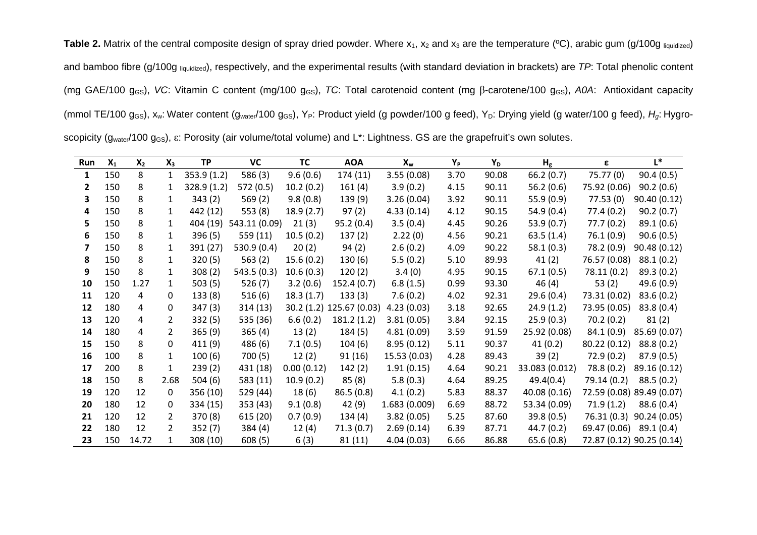**Table 2.** Matrix of the central composite design of spray dried powder. Where $x_1$, $x_2$ and $x_3$ are the temperature (ºC), arabic gum (g/100g $_{liquidized}$) and bamboo fibre (g/100g $_{liquidized}$), respectively, and the experimental results (with standard deviation in brackets) are *TP*: Total phenolic content (mg GAE/100 $g_{GS}$), *VC*: Vitamin C content (mg/100 $g_{GS}$), *TC*: Total carotenoid content (mg β-carotene/100 $g_{GS}$), *A0A*: Antioxidant capacity (mmol TE/100 $g_{GS}$), $x_w$: Water content ($g_{water}$/100 $g_{GS}$), $Y_P$: Product yield (g powder/100 g feed), $Y_D$: Drying yield (g water/100 g feed), $H_g$: Hygroscopicity ($g_{water}$/100 $g_{GS}$), ε: Porosity (air volume/total volume) and L*: Lightness. GS are the grapefruit's own solutes.

| Run | $X_1$ | $X_2$ | $X_3$ | TP | VC | TC | AOA | $X_w$ | $Y_P$ | $Y_D$ | $H_g$ | ε | L* |
|---|---|---|---|---|---|---|---|---|---|---|---|---|---|
| 1 | 150 | 8 | 1 | 353.9 (1.2) | 586 (3) | 9.6 (0.6) | 174 (11) | 3.55 (0.08) | 3.70 | 90.08 | 66.2 (0.7) | 75.77 (0) | 90.4 (0.5) |
| 2 | 150 | 8 | 1 | 328.9 (1.2) | 572 (0.5) | 10.2 (0.2) | 161 (4) | 3.9 (0.2) | 4.15 | 90.11 | 56.2 (0.6) | 75.92 (0.06) | 90.2 (0.6) |
| 3 | 150 | 8 | 1 | 343 (2) | 569 (2) | 9.8 (0.8) | 139 (9) | 3.26 (0.04) | 3.92 | 90.11 | 55.9 (0.9) | 77.53 (0) | 90.40 (0.12) |
| 4 | 150 | 8 | 1 | 442 (12) | 553 (8) | 18.9 (2.7) | 97 (2) | 4.33 (0.14) | 4.12 | 90.15 | 54.9 (0.4) | 77.4 (0.2) | 90.2 (0.7) |
| 5 | 150 | 8 | 1 | 404 (19) | 543.11 (0.09) | 21 (3) | 95.2 (0.4) | 3.5 (0.4) | 4.45 | 90.26 | 53.9 (0.7) | 77.7 (0.2) | 89.1 (0.6) |
| 6 | 150 | 8 | 1 | 396 (5) | 559 (11) | 10.5 (0.2) | 137 (2) | 2.22 (0) | 4.56 | 90.21 | 63.5 (1.4) | 76.1 (0.9) | 90.6 (0.5) |
| 7 | 150 | 8 | 1 | 391 (27) | 530.9 (0.4) | 20 (2) | 94 (2) | 2.6 (0.2) | 4.09 | 90.22 | 58.1 (0.3) | 78.2 (0.9) | 90.48 (0.12) |
| 8 | 150 | 8 | 1 | 320 (5) | 563 (2) | 15.6 (0.2) | 130 (6) | 5.5 (0.2) | 5.10 | 89.93 | 41 (2) | 76.57 (0.08) | 88.1 (0.2) |
| 9 | 150 | 8 | 1 | 308 (2) | 543.5 (0.3) | 10.6 (0.3) | 120 (2) | 3.4 (0) | 4.95 | 90.15 | 67.1 (0.5) | 78.11 (0.2) | 89.3 (0.2) |
| 10 | 150 | 1.27 | 1 | 503 (5) | 526 (7) | 3.2 (0.6) | 152.4 (0.7) | 6.8 (1.5) | 0.99 | 93.30 | 46 (4) | 53 (2) | 49.6 (0.9) |
| 11 | 120 | 4 | 0 | 133 (8) | 516 (6) | 18.3 (1.7) | 133 (3) | 7.6 (0.2) | 4.02 | 92.31 | 29.6 (0.4) | 73.31 (0.02) | 83.6 (0.2) |
| 12 | 180 | 4 | 0 | 347 (3) | 314 (13) | 30.2 (1.2) | 125.67 (0.03) | 4.23 (0.03) | 3.18 | 92.65 | 24.9 (1.2) | 73.95 (0.05) | 83.8 (0.4) |
| 13 | 120 | 4 | 2 | 332 (5) | 535 (36) | 6.6 (0.2) | 181.2 (1.2) | 3.81 (0.05) | 3.84 | 92.15 | 25.9 (0.3) | 70.2 (0.2) | 81 (2) |
| 14 | 180 | 4 | 2 | 365 (9) | 365 (4) | 13 (2) | 184 (5) | 4.81 (0.09) | 3.59 | 91.59 | 25.92 (0.08) | 84.1 (0.9) | 85.69 (0.07) |
| 15 | 150 | 8 | 0 | 411 (9) | 486 (6) | 7.1 (0.5) | 104 (6) | 8.95 (0.12) | 5.11 | 90.37 | 41 (0.2) | 80.22 (0.12) | 88.8 (0.2) |
| 16 | 100 | 8 | 1 | 100 (6) | 700 (5) | 12 (2) | 91 (16) | 15.53 (0.03) | 4.28 | 89.43 | 39 (2) | 72.9 (0.2) | 87.9 (0.5) |
| 17 | 200 | 8 | 1 | 239 (2) | 431 (18) | 0.00 (0.12) | 142 (2) | 1.91 (0.15) | 4.64 | 90.21 | 33.083 (0.012) | 78.8 (0.2) | 89.16 (0.12) |
| 18 | 150 | 8 | 2.68 | 504 (6) | 583 (11) | 10.9 (0.2) | 85 (8) | 5.8 (0.3) | 4.64 | 89.25 | 49.4(0.4) | 79.14 (0.2) | 88.5 (0.2) |
| 19 | 120 | 12 | 0 | 356 (10) | 529 (44) | 18 (6) | 86.5 (0.8) | 4.1 (0.2) | 5.83 | 88.37 | 40.08 (0.16) | 72.59 (0.08) | 89.49 (0.07) |
| 20 | 180 | 12 | 0 | 334 (15) | 353 (43) | 9.1 (0.8) | 42 (9) | 1.683 (0.009) | 6.69 | 88.72 | 53.34 (0.09) | 71.9 (1.2) | 88.6 (0.4) |
| 21 | 120 | 12 | 2 | 370 (8) | 615 (20) | 0.7 (0.9) | 134 (4) | 3.82 (0.05) | 5.25 | 87.60 | 39.8 (0.5) | 76.31 (0.3) | 90.24 (0.05) |
| 22 | 180 | 12 | 2 | 352 (7) | 384 (4) | 12 (4) | 71.3 (0.7) | 2.69 (0.14) | 6.39 | 87.71 | 44.7 (0.2) | 69.47 (0.06) | 89.1 (0.4) |
| 23 | 150 | 14.72 | 1 | 308 (10) | 608 (5) | 6 (3) | 81 (11) | 4.04 (0.03) | 6.66 | 86.88 | 65.6 (0.8) | 72.87 (0.12) | 90.25 (0.14) |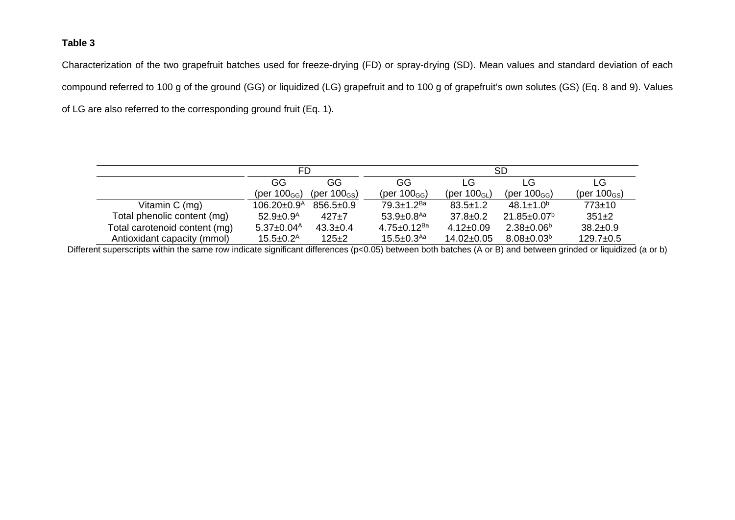**Table 3**

Characterization of the two grapefruit batches used for freeze-drying (FD) or spray-drying (SD). Mean values and standard deviation of each compound referred to 100 g of the ground (GG) or liquidized (LG) grapefruit and to 100 g of grapefruit's own solutes (GS) (Eq. 8 and 9). Values of LG are also referred to the corresponding ground fruit (Eq. 1).

| | FD | | SD | | | |
|---|---|---|---|---|---|---|
| | GG (per $100_{GG}$) | GG (per $100_{GS}$) | GG (per $100_{GG}$) | LG (per $100_{GL}$) | LG (per $100_{GG}$) | LG (per $100_{GS}$) |
| Vitamin C (mg) | 106.20±0.9$^{A}$ | 856.5±0.9 | 79.3±1.2$^{Ba}$ | 83.5±1.2 | 48.1±1.0$^{b}$ | 773±10 |
| Total phenolic content (mg) | 52.9±0.9$^{A}$ | 427±7 | 53.9±0.8$^{Aa}$ | 37.8±0.2 | 21.85±0.07$^{b}$ | 351±2 |
| Total carotenoid content (mg) | 5.37±0.04$^{A}$ | 43.3±0.4 | 4.75±0.12$^{Ba}$ | 4.12±0.09 | 2.38±0.06$^{b}$ | 38.2±0.9 |
| Antioxidant capacity (mmol) | 15.5±0.2$^{A}$ | 125±2 | 15.5±0.3$^{Aa}$ | 14.02±0.05 | 8.08±0.03$^{b}$ | 129.7±0.5 |

Different superscripts within the same row indicate significant differences ($p<0.05$) between both batches (A or B) and between grinded or liquidized (a or b)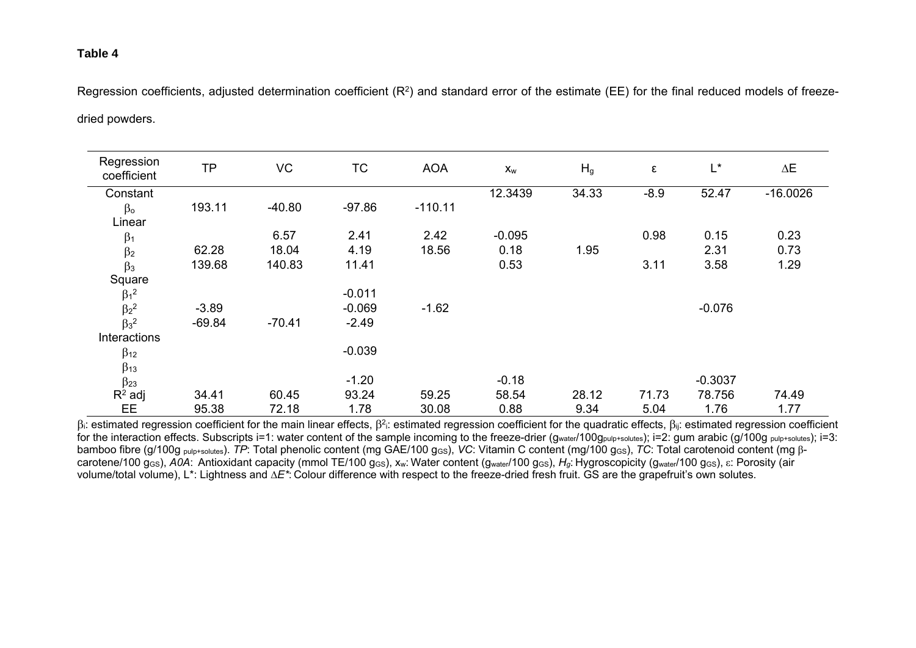**Table 4**

Regression coefficients, adjusted determination coefficient ($R^2$) and standard error of the estimate (EE) for the final reduced models of freeze-dried powders.

| Regression coefficient | TP | VC | TC | AOA | $x_w$ | $H_g$ | ε | L* | ΔE |
|---|---|---|---|---|---|---|---|---|---|
| Constant | | | | | 12.3439 | 34.33 | -8.9 | 52.47 | -16.0026 |
| $\beta_o$ | 193.11 | -40.80 | -97.86 | -110.11 | | | | | |
| Linear | | | | | | | | | |
| $\beta_1$ | | 6.57 | 2.41 | 2.42 | -0.095 | | 0.98 | 0.15 | 0.23 |
| $\beta_2$ | 62.28 | 18.04 | 4.19 | 18.56 | 0.18 | 1.95 | | 2.31 | 0.73 |
| $\beta_3$ | 139.68 | 140.83 | 11.41 | | 0.53 | | 3.11 | 3.58 | 1.29 |
| Square | | | | | | | | | |
| $\beta_1^2$ | | | -0.011 | | | | | | |
| $\beta_2^2$ | -3.89 | | -0.069 | -1.62 | | | | -0.076 | |
| $\beta_3^2$ | -69.84 | -70.41 | -2.49 | | | | | | |
| Interactions | | | | | | | | | |
| $\beta_{12}$ | | | -0.039 | | | | | | |
| $\beta_{13}$ | | | | | | | | | |
| $\beta_{23}$ | | | -1.20 | | -0.18 | | | -0.3037 | |
| $R^2$ adj | 34.41 | 60.45 | 93.24 | 59.25 | 58.54 | 28.12 | 71.73 | 78.756 | 74.49 |
| EE | 95.38 | 72.18 | 1.78 | 30.08 | 0.88 | 9.34 | 5.04 | 1.76 | 1.77 |

$\beta_i$: estimated regression coefficient for the main linear effects, $\beta^2_i$: estimated regression coefficient for the quadratic effects, $\beta_{ij}$: estimated regression coefficient for the interaction effects. Subscripts i=1: water content of the sample incoming to the freeze-drier ($g_{water}/100g_{pulp+solutes}$); i=2: gum arabic ($g/100g_{pulp+solutes}$); i=3: bamboo fibre ($g/100g_{pulp+solutes}$). *TP*: Total phenolic content (mg GAE/100 $g_{GS}$), *VC*: Vitamin C content (mg/100 $g_{GS}$), *TC*: Total carotenoid content (mg β-carotene/100 $g_{GS}$), *A0A*: Antioxidant capacity (mmol TE/100 $g_{GS}$), $x_w$: Water content ($g_{water}/100$ $g_{GS}$), $H_g$: Hygroscopicity ($g_{water}/100$ $g_{GS}$), ε: Porosity (air volume/total volume), L*: Lightness and Δ*E**: Colour difference with respect to the freeze-dried fresh fruit. GS are the grapefruit's own solutes.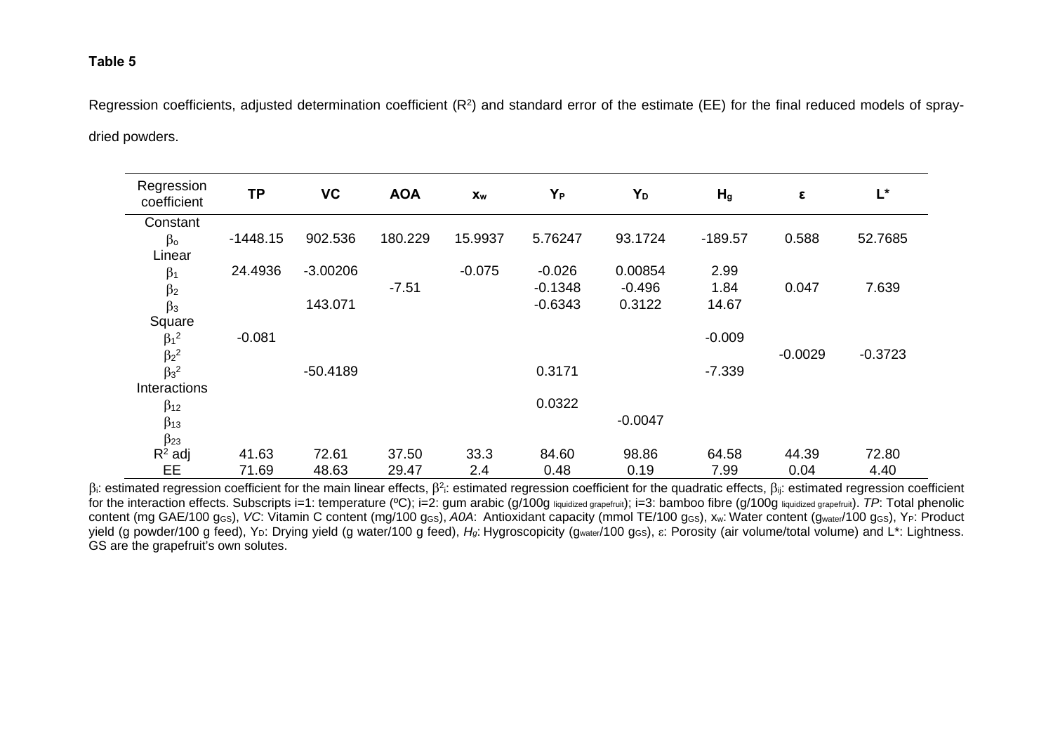**Table 5**

Regression coefficients, adjusted determination coefficient ($R^2$) and standard error of the estimate (EE) for the final reduced models of spray-dried powders.

| Regression coefficient | TP | VC | AOA | $x_w$ | $Y_P$ | $Y_D$ | $H_g$ | ε | L* |
|---|---|---|---|---|---|---|---|---|---|
| Constant | | | | | | | | | |
| $\beta_o$ | -1448.15 | 902.536 | 180.229 | 15.9937 | 5.76247 | 93.1724 | -189.57 | 0.588 | 52.7685 |
| Linear | | | | | | | | | |
| $\beta_1$ | 24.4936 | -3.00206 | | -0.075 | -0.026 | 0.00854 | 2.99 | | |
| $\beta_2$ | | | -7.51 | | -0.1348 | -0.496 | 1.84 | 0.047 | 7.639 |
| $\beta_3$ | | 143.071 | | | -0.6343 | 0.3122 | 14.67 | | |
| Square | | | | | | | | | |
| $\beta_1^2$ | -0.081 | | | | | | -0.009 | | |
| $\beta_2^2$ | | | | | | | | -0.0029 | -0.3723 |
| $\beta_3^2$ | | -50.4189 | | | 0.3171 | | -7.339 | | |
| Interactions | | | | | | | | | |
| $\beta_{12}$ | | | | | 0.0322 | | | | |
| $\beta_{13}$ | | | | | | -0.0047 | | | |
| $\beta_{23}$ | | | | | | | | | |
| $R^2$ adj | 41.63 | 72.61 | 37.50 | 33.3 | 84.60 | 98.86 | 64.58 | 44.39 | 72.80 |
| EE | 71.69 | 48.63 | 29.47 | 2.4 | 0.48 | 0.19 | 7.99 | 0.04 | 4.40 |

$\beta_i$: estimated regression coefficient for the main linear effects, $\beta^2_i$: estimated regression coefficient for the quadratic effects, $\beta_{ij}$: estimated regression coefficient for the interaction effects. Subscripts i=1: temperature (ºC); i=2: gum arabic (g/100g $_{\text{liquidized grapefruit}}$); i=3: bamboo fibre (g/100g $_{\text{liquidized grapefruit}}$). *TP*: Total phenolic content (mg GAE/100 $g_{GS}$), *VC*: Vitamin C content (mg/100 $g_{GS}$), *AOA*: Antioxidant capacity (mmol TE/100 $g_{GS}$), $x_w$: Water content ($g_{water}$/100 $g_{GS}$), $Y_P$: Product yield (g powder/100 g feed), $Y_D$: Drying yield (g water/100 g feed), $H_g$: Hygroscopicity ($g_{water}$/100 $g_{GS}$), ε: Porosity (air volume/total volume) and L*: Lightness. GS are the grapefruit's own solutes.